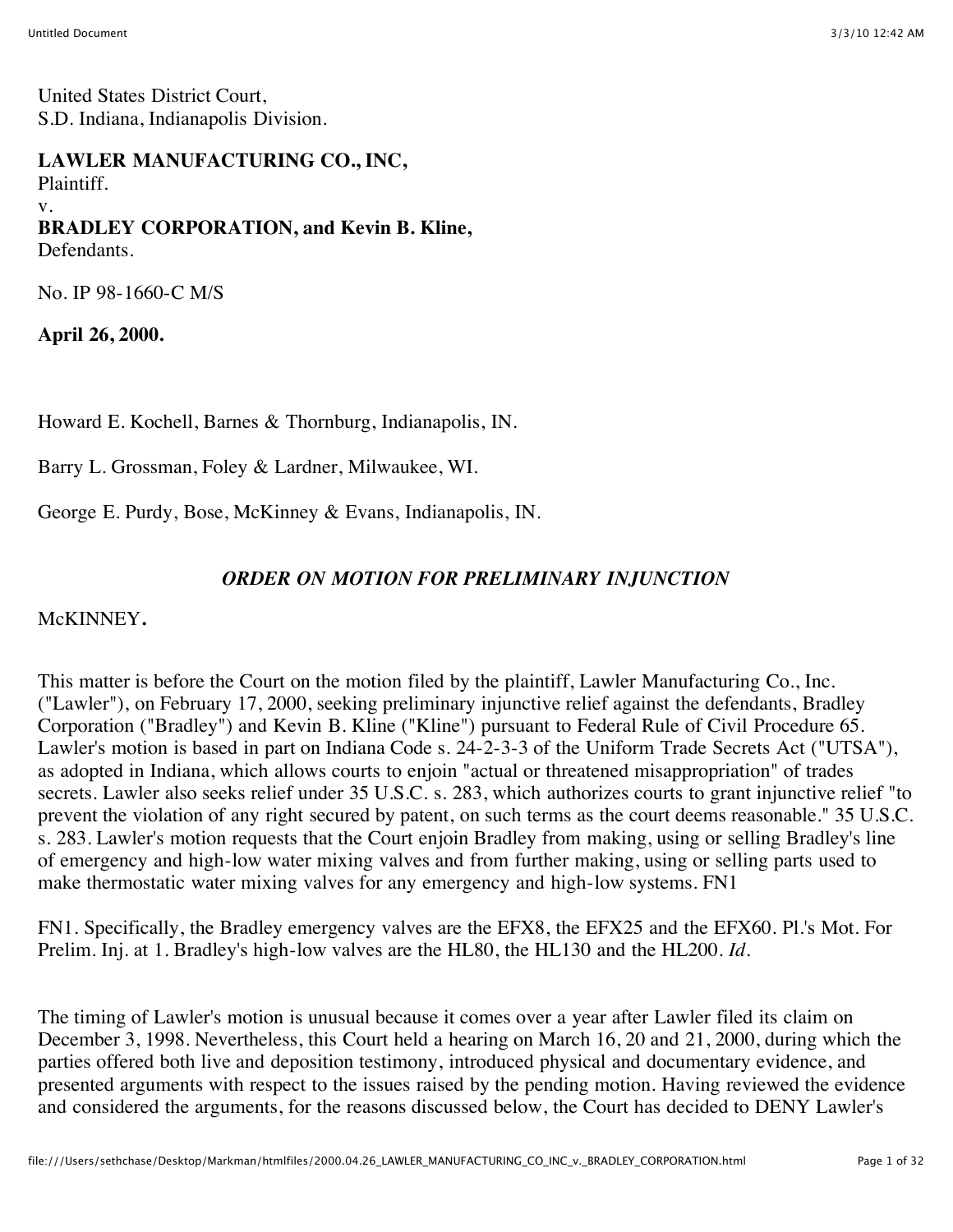United States District Court,
S.D. Indiana, Indianapolis Division.

**LAWLER MANUFACTURING CO., INC,**
Plaintiff.
v.
**BRADLEY CORPORATION, and Kevin B. Kline,**
Defendants.

No. IP 98-1660-C M/S

**April 26, 2000.**

Howard E. Kochell, Barnes & Thornburg, Indianapolis, IN.

Barry L. Grossman, Foley & Lardner, Milwaukee, WI.

George E. Purdy, Bose, McKinney & Evans, Indianapolis, IN.

***ORDER ON MOTION FOR PRELIMINARY INJUNCTION***

McKINNEY**.**

This matter is before the Court on the motion filed by the plaintiff, Lawler Manufacturing Co., Inc. ("Lawler"), on February 17, 2000, seeking preliminary injunctive relief against the defendants, Bradley Corporation ("Bradley") and Kevin B. Kline ("Kline") pursuant to Federal Rule of Civil Procedure 65. Lawler's motion is based in part on Indiana Code s. 24-2-3-3 of the Uniform Trade Secrets Act ("UTSA"), as adopted in Indiana, which allows courts to enjoin "actual or threatened misappropriation" of trades secrets. Lawler also seeks relief under 35 U.S.C. s. 283, which authorizes courts to grant injunctive relief "to prevent the violation of any right secured by patent, on such terms as the court deems reasonable." 35 U.S.C. s. 283. Lawler's motion requests that the Court enjoin Bradley from making, using or selling Bradley's line of emergency and high-low water mixing valves and from further making, using or selling parts used to make thermostatic water mixing valves for any emergency and high-low systems. FN1

FN1. Specifically, the Bradley emergency valves are the EFX8, the EFX25 and the EFX60. Pl.'s Mot. For Prelim. Inj. at 1. Bradley's high-low valves are the HL80, the HL130 and the HL200. *Id.*

The timing of Lawler's motion is unusual because it comes over a year after Lawler filed its claim on December 3, 1998. Nevertheless, this Court held a hearing on March 16, 20 and 21, 2000, during which the parties offered both live and deposition testimony, introduced physical and documentary evidence, and presented arguments with respect to the issues raised by the pending motion. Having reviewed the evidence and considered the arguments, for the reasons discussed below, the Court has decided to DENY Lawler's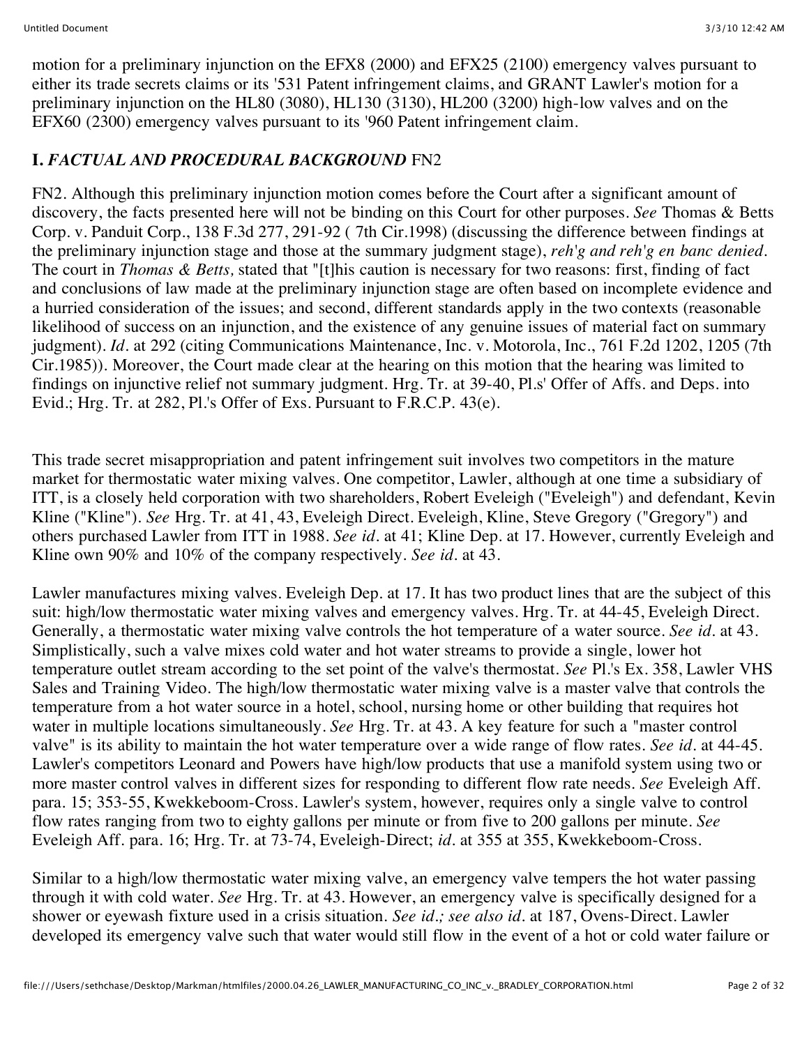motion for a preliminary injunction on the EFX8 (2000) and EFX25 (2100) emergency valves pursuant to either its trade secrets claims or its '531 Patent infringement claims, and GRANT Lawler's motion for a preliminary injunction on the HL80 (3080), HL130 (3130), HL200 (3200) high-low valves and on the EFX60 (2300) emergency valves pursuant to its '960 Patent infringement claim.

## I. *FACTUAL AND PROCEDURAL BACKGROUND* FN2

FN2. Although this preliminary injunction motion comes before the Court after a significant amount of discovery, the facts presented here will not be binding on this Court for other purposes. *See* Thomas & Betts Corp. v. Panduit Corp., 138 F.3d 277, 291-92 ( 7th Cir.1998) (discussing the difference between findings at the preliminary injunction stage and those at the summary judgment stage), *reh'g and reh'g en banc denied.* The court in *Thomas & Betts,* stated that "[t]his caution is necessary for two reasons: first, finding of fact and conclusions of law made at the preliminary injunction stage are often based on incomplete evidence and a hurried consideration of the issues; and second, different standards apply in the two contexts (reasonable likelihood of success on an injunction, and the existence of any genuine issues of material fact on summary judgment). *Id.* at 292 (citing Communications Maintenance, Inc. v. Motorola, Inc., 761 F.2d 1202, 1205 (7th Cir.1985)). Moreover, the Court made clear at the hearing on this motion that the hearing was limited to findings on injunctive relief not summary judgment. Hrg. Tr. at 39-40, Pl.s' Offer of Affs. and Deps. into Evid.; Hrg. Tr. at 282, Pl.'s Offer of Exs. Pursuant to F.R.C.P. 43(e).

This trade secret misappropriation and patent infringement suit involves two competitors in the mature market for thermostatic water mixing valves. One competitor, Lawler, although at one time a subsidiary of ITT, is a closely held corporation with two shareholders, Robert Eveleigh ("Eveleigh") and defendant, Kevin Kline ("Kline"). *See* Hrg. Tr. at 41, 43, Eveleigh Direct. Eveleigh, Kline, Steve Gregory ("Gregory") and others purchased Lawler from ITT in 1988. *See id.* at 41; Kline Dep. at 17. However, currently Eveleigh and Kline own 90% and 10% of the company respectively. *See id.* at 43.

Lawler manufactures mixing valves. Eveleigh Dep. at 17. It has two product lines that are the subject of this suit: high/low thermostatic water mixing valves and emergency valves. Hrg. Tr. at 44-45, Eveleigh Direct. Generally, a thermostatic water mixing valve controls the hot temperature of a water source. *See id.* at 43. Simplistically, such a valve mixes cold water and hot water streams to provide a single, lower hot temperature outlet stream according to the set point of the valve's thermostat. *See* Pl.'s Ex. 358, Lawler VHS Sales and Training Video. The high/low thermostatic water mixing valve is a master valve that controls the temperature from a hot water source in a hotel, school, nursing home or other building that requires hot water in multiple locations simultaneously. *See* Hrg. Tr. at 43. A key feature for such a "master control valve" is its ability to maintain the hot water temperature over a wide range of flow rates. *See id.* at 44-45. Lawler's competitors Leonard and Powers have high/low products that use a manifold system using two or more master control valves in different sizes for responding to different flow rate needs. *See* Eveleigh Aff. para. 15; 353-55, Kwekkeboom-Cross. Lawler's system, however, requires only a single valve to control flow rates ranging from two to eighty gallons per minute or from five to 200 gallons per minute. *See* Eveleigh Aff. para. 16; Hrg. Tr. at 73-74, Eveleigh-Direct; *id.* at 355 at 355, Kwekkeboom-Cross.

Similar to a high/low thermostatic water mixing valve, an emergency valve tempers the hot water passing through it with cold water. *See* Hrg. Tr. at 43. However, an emergency valve is specifically designed for a shower or eyewash fixture used in a crisis situation. *See id.; see also id.* at 187, Ovens-Direct. Lawler developed its emergency valve such that water would still flow in the event of a hot or cold water failure or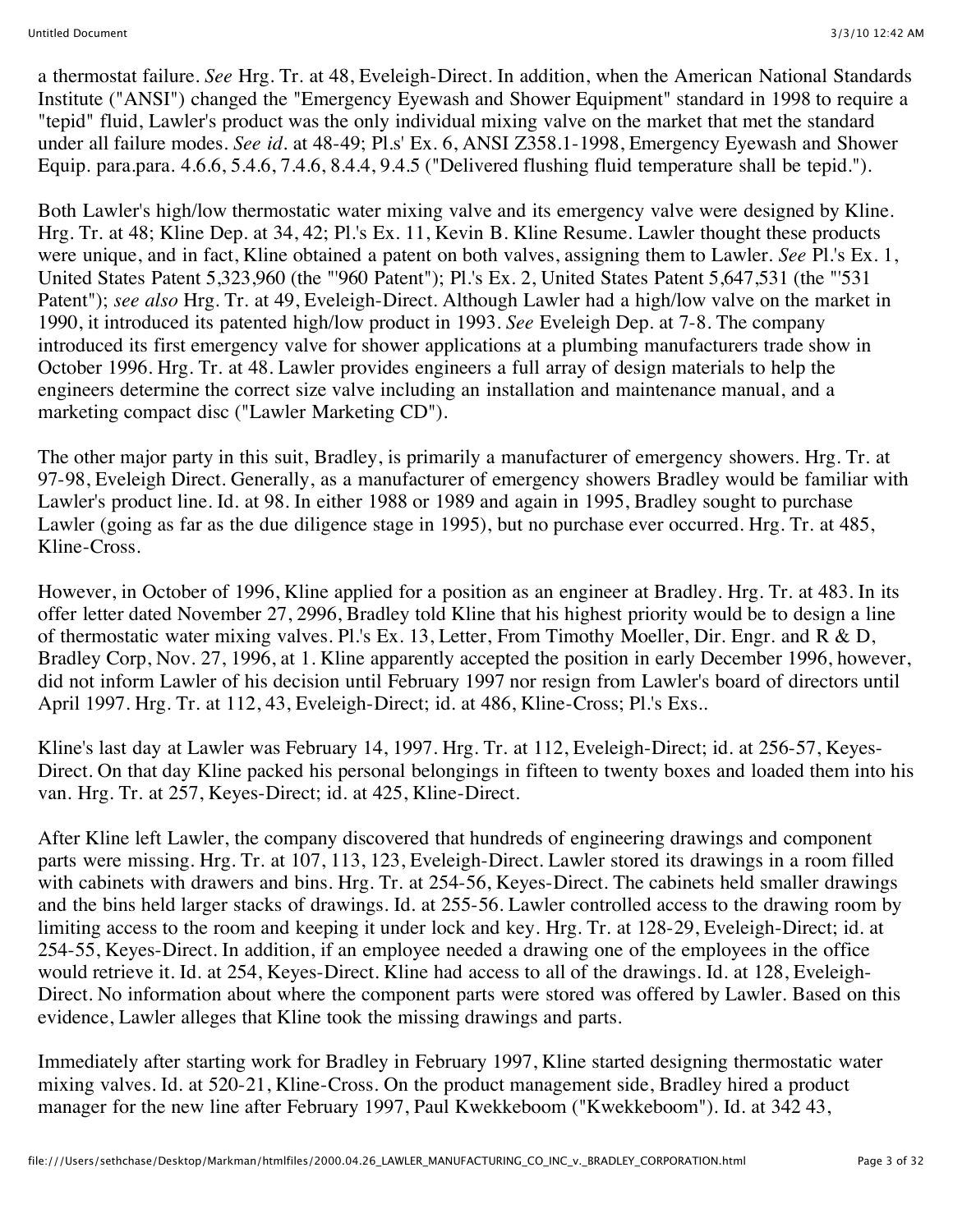a thermostat failure. *See* Hrg. Tr. at 48, Eveleigh-Direct. In addition, when the American National Standards Institute ("ANSI") changed the "Emergency Eyewash and Shower Equipment" standard in 1998 to require a "tepid" fluid, Lawler's product was the only individual mixing valve on the market that met the standard under all failure modes. *See id.* at 48-49; Pl.s' Ex. 6, ANSI Z358.1-1998, Emergency Eyewash and Shower Equip. para.para. 4.6.6, 5.4.6, 7.4.6, 8.4.4, 9.4.5 ("Delivered flushing fluid temperature shall be tepid.").

Both Lawler's high/low thermostatic water mixing valve and its emergency valve were designed by Kline. Hrg. Tr. at 48; Kline Dep. at 34, 42; Pl.'s Ex. 11, Kevin B. Kline Resume. Lawler thought these products were unique, and in fact, Kline obtained a patent on both valves, assigning them to Lawler. *See* Pl.'s Ex. 1, United States Patent 5,323,960 (the "'960 Patent"); Pl.'s Ex. 2, United States Patent 5,647,531 (the "'531 Patent"); *see also* Hrg. Tr. at 49, Eveleigh-Direct. Although Lawler had a high/low valve on the market in 1990, it introduced its patented high/low product in 1993. *See* Eveleigh Dep. at 7-8. The company introduced its first emergency valve for shower applications at a plumbing manufacturers trade show in October 1996. Hrg. Tr. at 48. Lawler provides engineers a full array of design materials to help the engineers determine the correct size valve including an installation and maintenance manual, and a marketing compact disc ("Lawler Marketing CD").

The other major party in this suit, Bradley, is primarily a manufacturer of emergency showers. Hrg. Tr. at 97-98, Eveleigh Direct. Generally, as a manufacturer of emergency showers Bradley would be familiar with Lawler's product line. Id. at 98. In either 1988 or 1989 and again in 1995, Bradley sought to purchase Lawler (going as far as the due diligence stage in 1995), but no purchase ever occurred. Hrg. Tr. at 485, Kline-Cross.

However, in October of 1996, Kline applied for a position as an engineer at Bradley. Hrg. Tr. at 483. In its offer letter dated November 27, 2996, Bradley told Kline that his highest priority would be to design a line of thermostatic water mixing valves. Pl.'s Ex. 13, Letter, From Timothy Moeller, Dir. Engr. and R & D, Bradley Corp, Nov. 27, 1996, at 1. Kline apparently accepted the position in early December 1996, however, did not inform Lawler of his decision until February 1997 nor resign from Lawler's board of directors until April 1997. Hrg. Tr. at 112, 43, Eveleigh-Direct; id. at 486, Kline-Cross; Pl.'s Exs..

Kline's last day at Lawler was February 14, 1997. Hrg. Tr. at 112, Eveleigh-Direct; id. at 256-57, Keyes-Direct. On that day Kline packed his personal belongings in fifteen to twenty boxes and loaded them into his van. Hrg. Tr. at 257, Keyes-Direct; id. at 425, Kline-Direct.

After Kline left Lawler, the company discovered that hundreds of engineering drawings and component parts were missing. Hrg. Tr. at 107, 113, 123, Eveleigh-Direct. Lawler stored its drawings in a room filled with cabinets with drawers and bins. Hrg. Tr. at 254-56, Keyes-Direct. The cabinets held smaller drawings and the bins held larger stacks of drawings. Id. at 255-56. Lawler controlled access to the drawing room by limiting access to the room and keeping it under lock and key. Hrg. Tr. at 128-29, Eveleigh-Direct; id. at 254-55, Keyes-Direct. In addition, if an employee needed a drawing one of the employees in the office would retrieve it. Id. at 254, Keyes-Direct. Kline had access to all of the drawings. Id. at 128, Eveleigh-Direct. No information about where the component parts were stored was offered by Lawler. Based on this evidence, Lawler alleges that Kline took the missing drawings and parts.

Immediately after starting work for Bradley in February 1997, Kline started designing thermostatic water mixing valves. Id. at 520-21, Kline-Cross. On the product management side, Bradley hired a product manager for the new line after February 1997, Paul Kwekkeboom ("Kwekkeboom"). Id. at 342 43,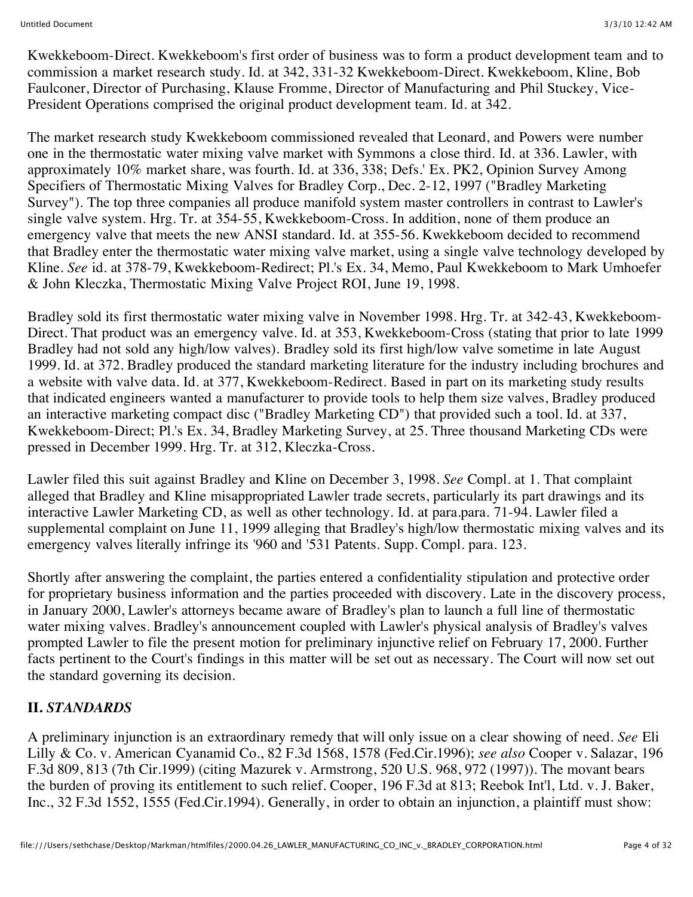Kwekkeboom-Direct. Kwekkeboom's first order of business was to form a product development team and to commission a market research study. Id. at 342, 331-32 Kwekkeboom-Direct. Kwekkeboom, Kline, Bob Faulconer, Director of Purchasing, Klause Fromme, Director of Manufacturing and Phil Stuckey, Vice-President Operations comprised the original product development team. Id. at 342.

The market research study Kwekkeboom commissioned revealed that Leonard, and Powers were number one in the thermostatic water mixing valve market with Symmons a close third. Id. at 336. Lawler, with approximately 10% market share, was fourth. Id. at 336, 338; Defs.' Ex. PK2, Opinion Survey Among Specifiers of Thermostatic Mixing Valves for Bradley Corp., Dec. 2-12, 1997 ("Bradley Marketing Survey"). The top three companies all produce manifold system master controllers in contrast to Lawler's single valve system. Hrg. Tr. at 354-55, Kwekkeboom-Cross. In addition, none of them produce an emergency valve that meets the new ANSI standard. Id. at 355-56. Kwekkeboom decided to recommend that Bradley enter the thermostatic water mixing valve market, using a single valve technology developed by Kline. *See* id. at 378-79, Kwekkeboom-Redirect; Pl.'s Ex. 34, Memo, Paul Kwekkeboom to Mark Umhoefer & John Kleczka, Thermostatic Mixing Valve Project ROI, June 19, 1998.

Bradley sold its first thermostatic water mixing valve in November 1998. Hrg. Tr. at 342-43, Kwekkeboom-Direct. That product was an emergency valve. Id. at 353, Kwekkeboom-Cross (stating that prior to late 1999 Bradley had not sold any high/low valves). Bradley sold its first high/low valve sometime in late August 1999. Id. at 372. Bradley produced the standard marketing literature for the industry including brochures and a website with valve data. Id. at 377, Kwekkeboom-Redirect. Based in part on its marketing study results that indicated engineers wanted a manufacturer to provide tools to help them size valves, Bradley produced an interactive marketing compact disc ("Bradley Marketing CD") that provided such a tool. Id. at 337, Kwekkeboom-Direct; Pl.'s Ex. 34, Bradley Marketing Survey, at 25. Three thousand Marketing CDs were pressed in December 1999. Hrg. Tr. at 312, Kleczka-Cross.

Lawler filed this suit against Bradley and Kline on December 3, 1998. *See* Compl. at 1. That complaint alleged that Bradley and Kline misappropriated Lawler trade secrets, particularly its part drawings and its interactive Lawler Marketing CD, as well as other technology. Id. at para.para. 71-94. Lawler filed a supplemental complaint on June 11, 1999 alleging that Bradley's high/low thermostatic mixing valves and its emergency valves literally infringe its '960 and '531 Patents. Supp. Compl. para. 123.

Shortly after answering the complaint, the parties entered a confidentiality stipulation and protective order for proprietary business information and the parties proceeded with discovery. Late in the discovery process, in January 2000, Lawler's attorneys became aware of Bradley's plan to launch a full line of thermostatic water mixing valves. Bradley's announcement coupled with Lawler's physical analysis of Bradley's valves prompted Lawler to file the present motion for preliminary injunctive relief on February 17, 2000. Further facts pertinent to the Court's findings in this matter will be set out as necessary. The Court will now set out the standard governing its decision.

## II. *STANDARDS*

A preliminary injunction is an extraordinary remedy that will only issue on a clear showing of need. *See* Eli Lilly & Co. v. American Cyanamid Co., 82 F.3d 1568, 1578 (Fed.Cir.1996); *see also* Cooper v. Salazar, 196 F.3d 809, 813 (7th Cir.1999) (citing Mazurek v. Armstrong, 520 U.S. 968, 972 (1997)). The movant bears the burden of proving its entitlement to such relief. Cooper, 196 F.3d at 813; Reebok Int'l, Ltd. v. J. Baker, Inc., 32 F.3d 1552, 1555 (Fed.Cir.1994). Generally, in order to obtain an injunction, a plaintiff must show: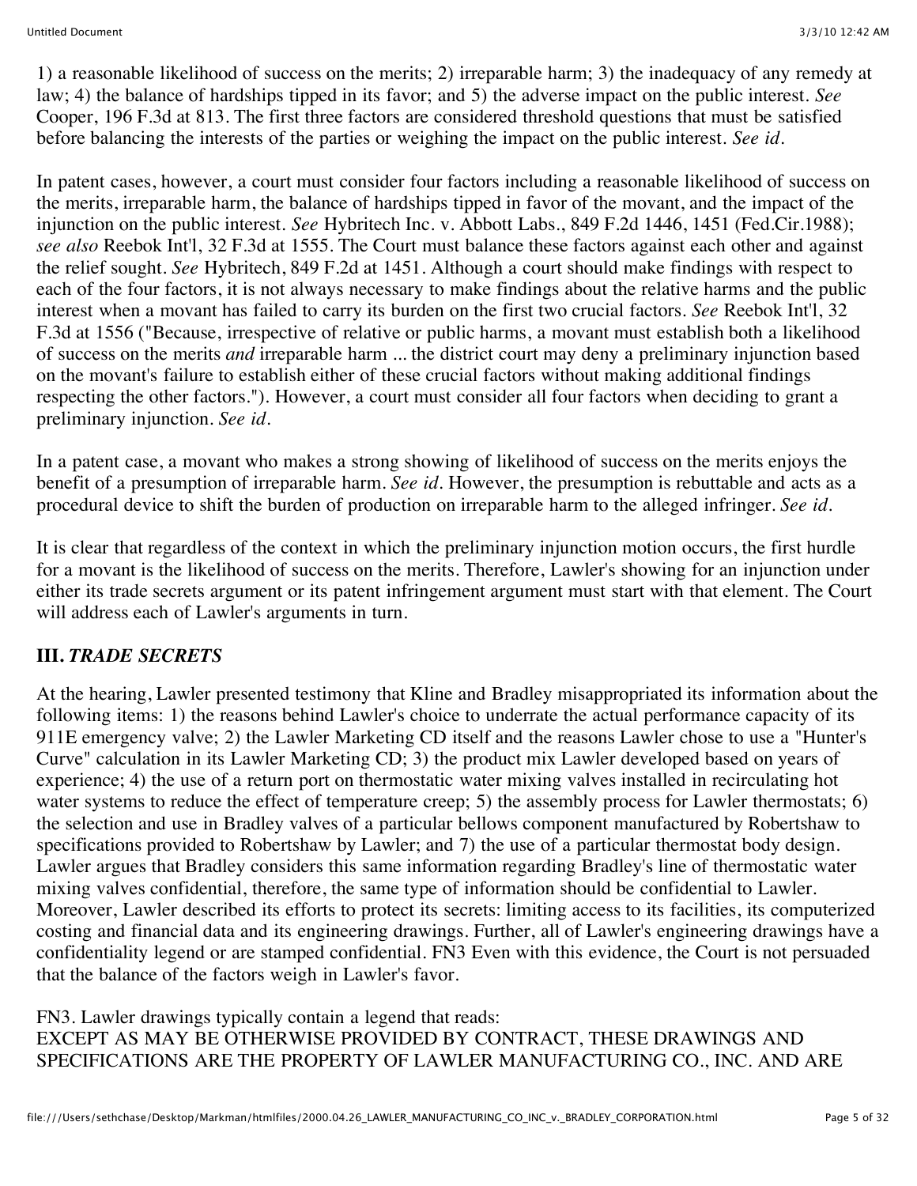1) a reasonable likelihood of success on the merits; 2) irreparable harm; 3) the inadequacy of any remedy at law; 4) the balance of hardships tipped in its favor; and 5) the adverse impact on the public interest. *See* Cooper, 196 F.3d at 813. The first three factors are considered threshold questions that must be satisfied before balancing the interests of the parties or weighing the impact on the public interest. *See id.*

In patent cases, however, a court must consider four factors including a reasonable likelihood of success on the merits, irreparable harm, the balance of hardships tipped in favor of the movant, and the impact of the injunction on the public interest. *See* Hybritech Inc. v. Abbott Labs., 849 F.2d 1446, 1451 (Fed.Cir.1988); *see also* Reebok Int'l, 32 F.3d at 1555. The Court must balance these factors against each other and against the relief sought. *See* Hybritech, 849 F.2d at 1451. Although a court should make findings with respect to each of the four factors, it is not always necessary to make findings about the relative harms and the public interest when a movant has failed to carry its burden on the first two crucial factors. *See* Reebok Int'l, 32 F.3d at 1556 ("Because, irrespective of relative or public harms, a movant must establish both a likelihood of success on the merits *and* irreparable harm ... the district court may deny a preliminary injunction based on the movant's failure to establish either of these crucial factors without making additional findings respecting the other factors."). However, a court must consider all four factors when deciding to grant a preliminary injunction. *See id.*

In a patent case, a movant who makes a strong showing of likelihood of success on the merits enjoys the benefit of a presumption of irreparable harm. *See id.* However, the presumption is rebuttable and acts as a procedural device to shift the burden of production on irreparable harm to the alleged infringer. *See id.*

It is clear that regardless of the context in which the preliminary injunction motion occurs, the first hurdle for a movant is the likelihood of success on the merits. Therefore, Lawler's showing for an injunction under either its trade secrets argument or its patent infringement argument must start with that element. The Court will address each of Lawler's arguments in turn.

## III. *TRADE SECRETS*

At the hearing, Lawler presented testimony that Kline and Bradley misappropriated its information about the following items: 1) the reasons behind Lawler's choice to underrate the actual performance capacity of its 911E emergency valve; 2) the Lawler Marketing CD itself and the reasons Lawler chose to use a "Hunter's Curve" calculation in its Lawler Marketing CD; 3) the product mix Lawler developed based on years of experience; 4) the use of a return port on thermostatic water mixing valves installed in recirculating hot water systems to reduce the effect of temperature creep; 5) the assembly process for Lawler thermostats; 6) the selection and use in Bradley valves of a particular bellows component manufactured by Robertshaw to specifications provided to Robertshaw by Lawler; and 7) the use of a particular thermostat body design. Lawler argues that Bradley considers this same information regarding Bradley's line of thermostatic water mixing valves confidential, therefore, the same type of information should be confidential to Lawler. Moreover, Lawler described its efforts to protect its secrets: limiting access to its facilities, its computerized costing and financial data and its engineering drawings. Further, all of Lawler's engineering drawings have a confidentiality legend or are stamped confidential. FN3 Even with this evidence, the Court is not persuaded that the balance of the factors weigh in Lawler's favor.

FN3. Lawler drawings typically contain a legend that reads:
EXCEPT AS MAY BE OTHERWISE PROVIDED BY CONTRACT, THESE DRAWINGS AND SPECIFICATIONS ARE THE PROPERTY OF LAWLER MANUFACTURING CO., INC. AND ARE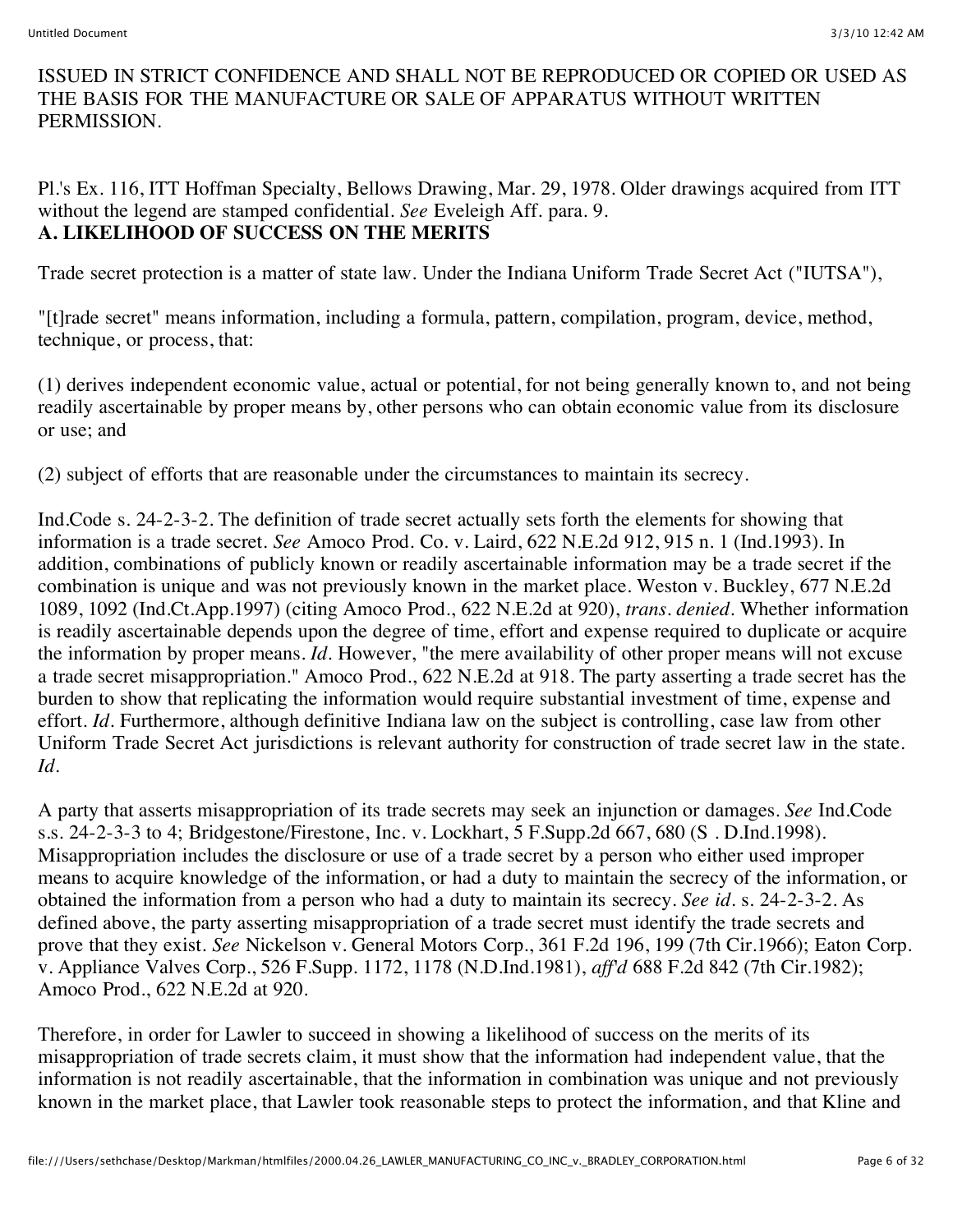ISSUED IN STRICT CONFIDENCE AND SHALL NOT BE REPRODUCED OR COPIED OR USED AS THE BASIS FOR THE MANUFACTURE OR SALE OF APPARATUS WITHOUT WRITTEN PERMISSION.

Pl.'s Ex. 116, ITT Hoffman Specialty, Bellows Drawing, Mar. 29, 1978. Older drawings acquired from ITT without the legend are stamped confidential. *See* Eveleigh Aff. para. 9.

**A. LIKELIHOOD OF SUCCESS ON THE MERITS**

Trade secret protection is a matter of state law. Under the Indiana Uniform Trade Secret Act ("IUTSA"),

"[t]rade secret" means information, including a formula, pattern, compilation, program, device, method, technique, or process, that:

(1) derives independent economic value, actual or potential, for not being generally known to, and not being readily ascertainable by proper means by, other persons who can obtain economic value from its disclosure or use; and

(2) subject of efforts that are reasonable under the circumstances to maintain its secrecy.

Ind.Code s. 24-2-3-2. The definition of trade secret actually sets forth the elements for showing that information is a trade secret. *See* Amoco Prod. Co. v. Laird, 622 N.E.2d 912, 915 n. 1 (Ind.1993). In addition, combinations of publicly known or readily ascertainable information may be a trade secret if the combination is unique and was not previously known in the market place. Weston v. Buckley, 677 N.E.2d 1089, 1092 (Ind.Ct.App.1997) (citing Amoco Prod., 622 N.E.2d at 920), *trans. denied*. Whether information is readily ascertainable depends upon the degree of time, effort and expense required to duplicate or acquire the information by proper means. *Id*. However, "the mere availability of other proper means will not excuse a trade secret misappropriation." Amoco Prod., 622 N.E.2d at 918. The party asserting a trade secret has the burden to show that replicating the information would require substantial investment of time, expense and effort. *Id*. Furthermore, although definitive Indiana law on the subject is controlling, case law from other Uniform Trade Secret Act jurisdictions is relevant authority for construction of trade secret law in the state. *Id*.

A party that asserts misappropriation of its trade secrets may seek an injunction or damages. *See* Ind.Code s.s. 24-2-3-3 to 4; Bridgestone/Firestone, Inc. v. Lockhart, 5 F.Supp.2d 667, 680 (S . D.Ind.1998). Misappropriation includes the disclosure or use of a trade secret by a person who either used improper means to acquire knowledge of the information, or had a duty to maintain the secrecy of the information, or obtained the information from a person who had a duty to maintain its secrecy. *See id*. s. 24-2-3-2. As defined above, the party asserting misappropriation of a trade secret must identify the trade secrets and prove that they exist. *See* Nickelson v. General Motors Corp., 361 F.2d 196, 199 (7th Cir.1966); Eaton Corp. v. Appliance Valves Corp., 526 F.Supp. 1172, 1178 (N.D.Ind.1981), *aff'd* 688 F.2d 842 (7th Cir.1982); Amoco Prod., 622 N.E.2d at 920.

Therefore, in order for Lawler to succeed in showing a likelihood of success on the merits of its misappropriation of trade secrets claim, it must show that the information had independent value, that the information is not readily ascertainable, that the information in combination was unique and not previously known in the market place, that Lawler took reasonable steps to protect the information, and that Kline and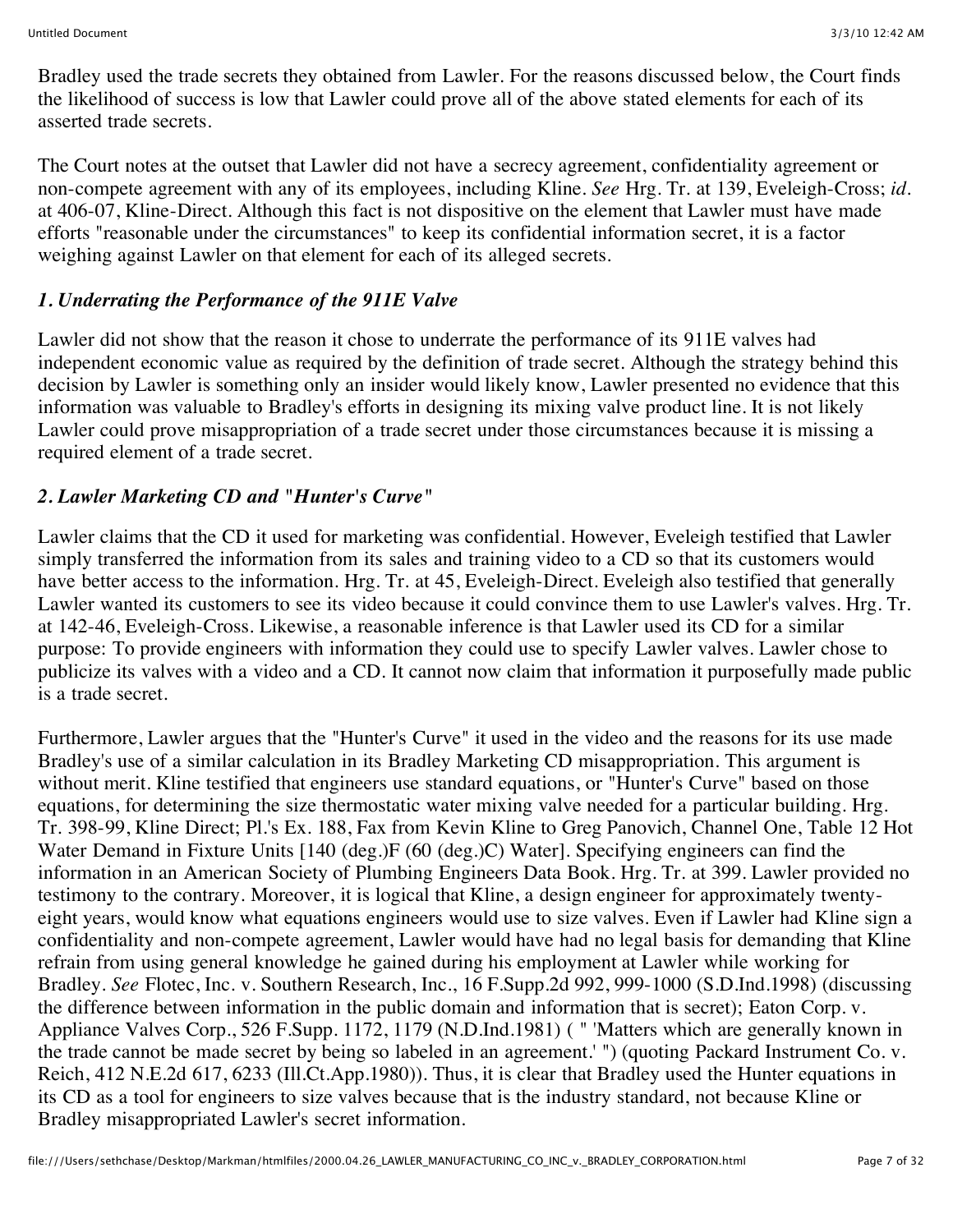Bradley used the trade secrets they obtained from Lawler. For the reasons discussed below, the Court finds the likelihood of success is low that Lawler could prove all of the above stated elements for each of its asserted trade secrets.

The Court notes at the outset that Lawler did not have a secrecy agreement, confidentiality agreement or non-compete agreement with any of its employees, including Kline. *See* Hrg. Tr. at 139, Eveleigh-Cross; *id.* at 406-07, Kline-Direct. Although this fact is not dispositive on the element that Lawler must have made efforts "reasonable under the circumstances" to keep its confidential information secret, it is a factor weighing against Lawler on that element for each of its alleged secrets.

### *1. Underrating the Performance of the 911E Valve*

Lawler did not show that the reason it chose to underrate the performance of its 911E valves had independent economic value as required by the definition of trade secret. Although the strategy behind this decision by Lawler is something only an insider would likely know, Lawler presented no evidence that this information was valuable to Bradley's efforts in designing its mixing valve product line. It is not likely Lawler could prove misappropriation of a trade secret under those circumstances because it is missing a required element of a trade secret.

### *2. Lawler Marketing CD and "Hunter's Curve"*

Lawler claims that the CD it used for marketing was confidential. However, Eveleigh testified that Lawler simply transferred the information from its sales and training video to a CD so that its customers would have better access to the information. Hrg. Tr. at 45, Eveleigh-Direct. Eveleigh also testified that generally Lawler wanted its customers to see its video because it could convince them to use Lawler's valves. Hrg. Tr. at 142-46, Eveleigh-Cross. Likewise, a reasonable inference is that Lawler used its CD for a similar purpose: To provide engineers with information they could use to specify Lawler valves. Lawler chose to publicize its valves with a video and a CD. It cannot now claim that information it purposefully made public is a trade secret.

Furthermore, Lawler argues that the "Hunter's Curve" it used in the video and the reasons for its use made Bradley's use of a similar calculation in its Bradley Marketing CD misappropriation. This argument is without merit. Kline testified that engineers use standard equations, or "Hunter's Curve" based on those equations, for determining the size thermostatic water mixing valve needed for a particular building. Hrg. Tr. 398-99, Kline Direct; Pl.'s Ex. 188, Fax from Kevin Kline to Greg Panovich, Channel One, Table 12 Hot Water Demand in Fixture Units [140 (deg.)F (60 (deg.)C) Water]. Specifying engineers can find the information in an American Society of Plumbing Engineers Data Book. Hrg. Tr. at 399. Lawler provided no testimony to the contrary. Moreover, it is logical that Kline, a design engineer for approximately twenty-eight years, would know what equations engineers would use to size valves. Even if Lawler had Kline sign a confidentiality and non-compete agreement, Lawler would have had no legal basis for demanding that Kline refrain from using general knowledge he gained during his employment at Lawler while working for Bradley. *See* Flotec, Inc. v. Southern Research, Inc., 16 F.Supp.2d 992, 999-1000 (S.D.Ind.1998) (discussing the difference between information in the public domain and information that is secret); Eaton Corp. v. Appliance Valves Corp., 526 F.Supp. 1172, 1179 (N.D.Ind.1981) ( " 'Matters which are generally known in the trade cannot be made secret by being so labeled in an agreement.' ") (quoting Packard Instrument Co. v. Reich, 412 N.E.2d 617, 6233 (Ill.Ct.App.1980)). Thus, it is clear that Bradley used the Hunter equations in its CD as a tool for engineers to size valves because that is the industry standard, not because Kline or Bradley misappropriated Lawler's secret information.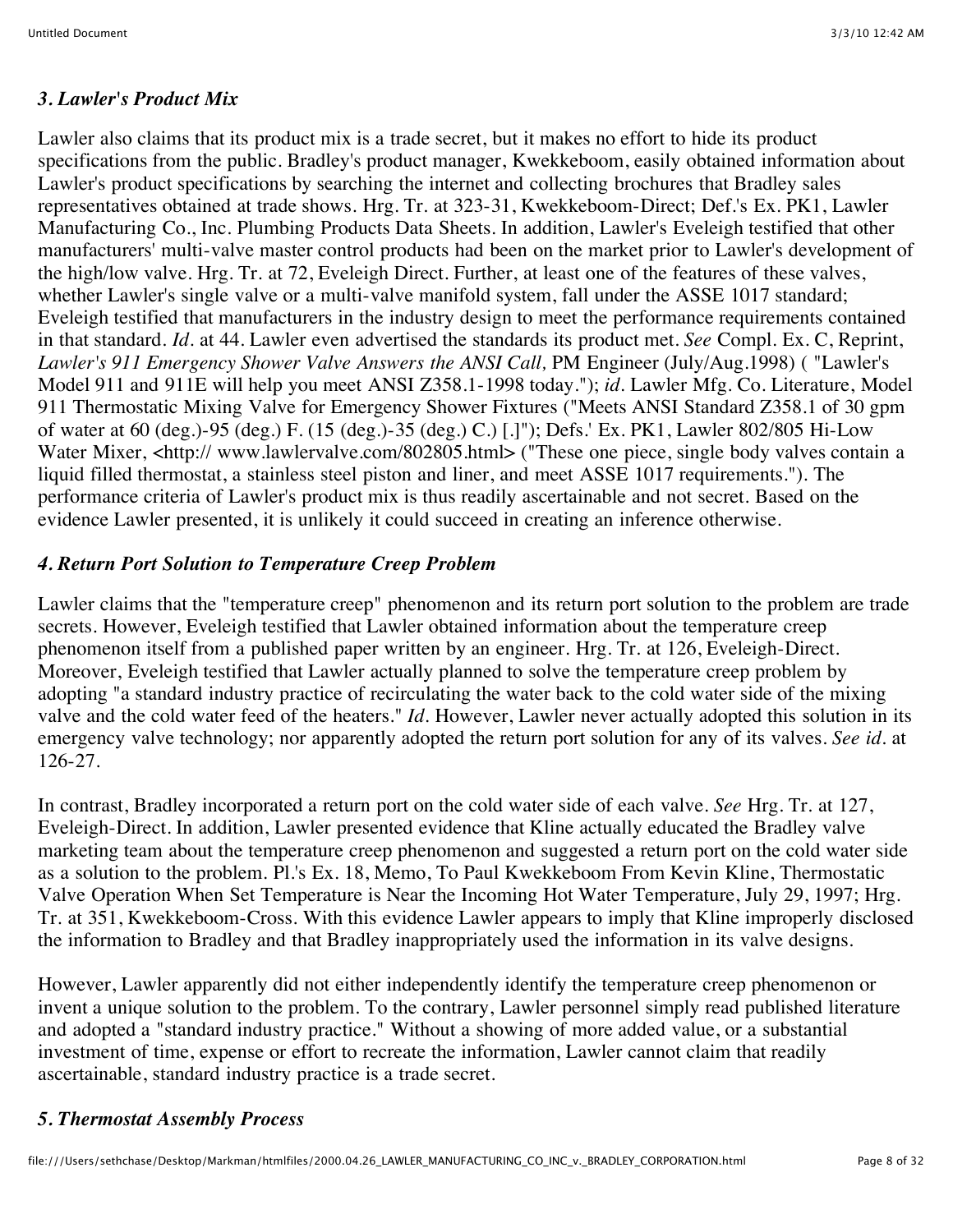### *3. Lawler's Product Mix*

Lawler also claims that its product mix is a trade secret, but it makes no effort to hide its product specifications from the public. Bradley's product manager, Kwekkeboom, easily obtained information about Lawler's product specifications by searching the internet and collecting brochures that Bradley sales representatives obtained at trade shows. Hrg. Tr. at 323-31, Kwekkeboom-Direct; Def.'s Ex. PK1, Lawler Manufacturing Co., Inc. Plumbing Products Data Sheets. In addition, Lawler's Eveleigh testified that other manufacturers' multi-valve master control products had been on the market prior to Lawler's development of the high/low valve. Hrg. Tr. at 72, Eveleigh Direct. Further, at least one of the features of these valves, whether Lawler's single valve or a multi-valve manifold system, fall under the ASSE 1017 standard; Eveleigh testified that manufacturers in the industry design to meet the performance requirements contained in that standard. *Id.* at 44. Lawler even advertised the standards its product met. *See* Compl. Ex. C, Reprint, *Lawler's 911 Emergency Shower Valve Answers the ANSI Call,* PM Engineer (July/Aug.1998) ( "Lawler's Model 911 and 911E will help you meet ANSI Z358.1-1998 today."); *id.* Lawler Mfg. Co. Literature, Model 911 Thermostatic Mixing Valve for Emergency Shower Fixtures ("Meets ANSI Standard Z358.1 of 30 gpm of water at 60 (deg.)-95 (deg.) F. (15 (deg.)-35 (deg.) C.) [.]"); Defs.' Ex. PK1, Lawler 802/805 Hi-Low Water Mixer, <http:// www.lawlervalve.com/802805.html> ("These one piece, single body valves contain a liquid filled thermostat, a stainless steel piston and liner, and meet ASSE 1017 requirements."). The performance criteria of Lawler's product mix is thus readily ascertainable and not secret. Based on the evidence Lawler presented, it is unlikely it could succeed in creating an inference otherwise.

### *4. Return Port Solution to Temperature Creep Problem*

Lawler claims that the "temperature creep" phenomenon and its return port solution to the problem are trade secrets. However, Eveleigh testified that Lawler obtained information about the temperature creep phenomenon itself from a published paper written by an engineer. Hrg. Tr. at 126, Eveleigh-Direct. Moreover, Eveleigh testified that Lawler actually planned to solve the temperature creep problem by adopting "a standard industry practice of recirculating the water back to the cold water side of the mixing valve and the cold water feed of the heaters." *Id.* However, Lawler never actually adopted this solution in its emergency valve technology; nor apparently adopted the return port solution for any of its valves. *See id.* at 126-27.

In contrast, Bradley incorporated a return port on the cold water side of each valve. *See* Hrg. Tr. at 127, Eveleigh-Direct. In addition, Lawler presented evidence that Kline actually educated the Bradley valve marketing team about the temperature creep phenomenon and suggested a return port on the cold water side as a solution to the problem. Pl.'s Ex. 18, Memo, To Paul Kwekkeboom From Kevin Kline, Thermostatic Valve Operation When Set Temperature is Near the Incoming Hot Water Temperature, July 29, 1997; Hrg. Tr. at 351, Kwekkeboom-Cross. With this evidence Lawler appears to imply that Kline improperly disclosed the information to Bradley and that Bradley inappropriately used the information in its valve designs.

However, Lawler apparently did not either independently identify the temperature creep phenomenon or invent a unique solution to the problem. To the contrary, Lawler personnel simply read published literature and adopted a "standard industry practice." Without a showing of more added value, or a substantial investment of time, expense or effort to recreate the information, Lawler cannot claim that readily ascertainable, standard industry practice is a trade secret.

### *5. Thermostat Assembly Process*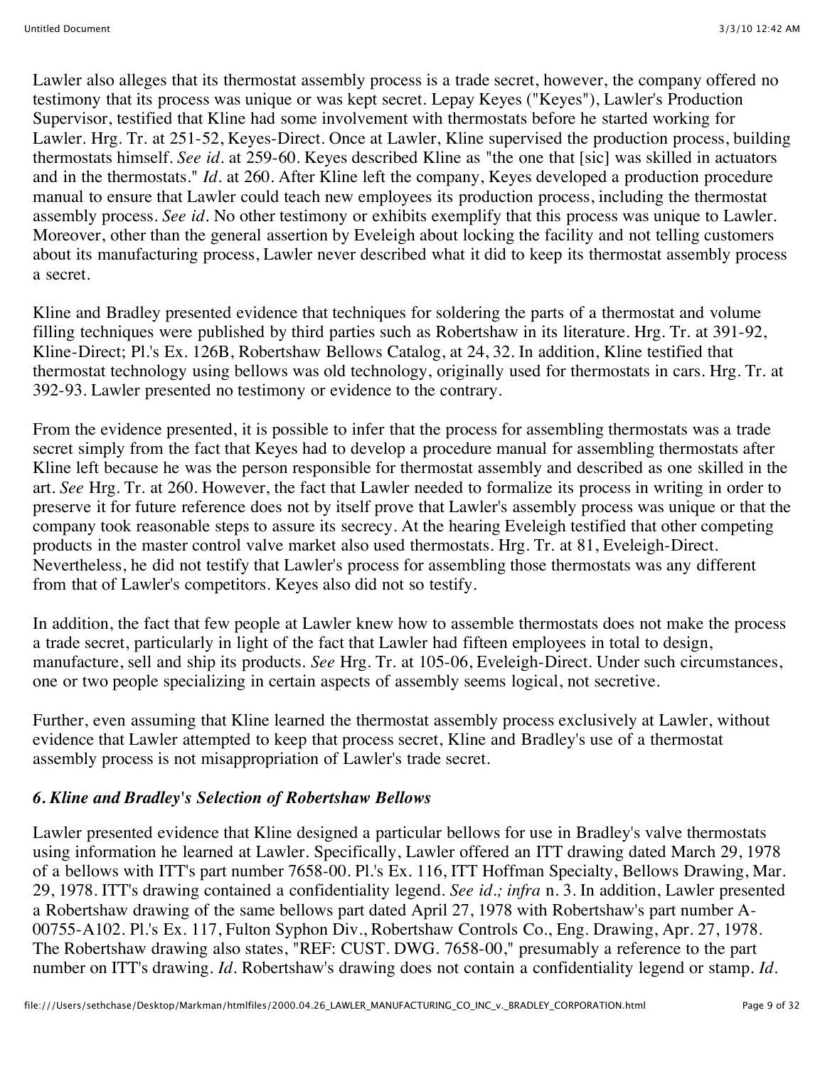Lawler also alleges that its thermostat assembly process is a trade secret, however, the company offered no testimony that its process was unique or was kept secret. Lepay Keyes ("Keyes"), Lawler's Production Supervisor, testified that Kline had some involvement with thermostats before he started working for Lawler. Hrg. Tr. at 251-52, Keyes-Direct. Once at Lawler, Kline supervised the production process, building thermostats himself. *See id.* at 259-60. Keyes described Kline as "the one that [sic] was skilled in actuators and in the thermostats." *Id.* at 260. After Kline left the company, Keyes developed a production procedure manual to ensure that Lawler could teach new employees its production process, including the thermostat assembly process. *See id.* No other testimony or exhibits exemplify that this process was unique to Lawler. Moreover, other than the general assertion by Eveleigh about locking the facility and not telling customers about its manufacturing process, Lawler never described what it did to keep its thermostat assembly process a secret.

Kline and Bradley presented evidence that techniques for soldering the parts of a thermostat and volume filling techniques were published by third parties such as Robertshaw in its literature. Hrg. Tr. at 391-92, Kline-Direct; Pl.'s Ex. 126B, Robertshaw Bellows Catalog, at 24, 32. In addition, Kline testified that thermostat technology using bellows was old technology, originally used for thermostats in cars. Hrg. Tr. at 392-93. Lawler presented no testimony or evidence to the contrary.

From the evidence presented, it is possible to infer that the process for assembling thermostats was a trade secret simply from the fact that Keyes had to develop a procedure manual for assembling thermostats after Kline left because he was the person responsible for thermostat assembly and described as one skilled in the art. *See* Hrg. Tr. at 260. However, the fact that Lawler needed to formalize its process in writing in order to preserve it for future reference does not by itself prove that Lawler's assembly process was unique or that the company took reasonable steps to assure its secrecy. At the hearing Eveleigh testified that other competing products in the master control valve market also used thermostats. Hrg. Tr. at 81, Eveleigh-Direct. Nevertheless, he did not testify that Lawler's process for assembling those thermostats was any different from that of Lawler's competitors. Keyes also did not so testify.

In addition, the fact that few people at Lawler knew how to assemble thermostats does not make the process a trade secret, particularly in light of the fact that Lawler had fifteen employees in total to design, manufacture, sell and ship its products. *See* Hrg. Tr. at 105-06, Eveleigh-Direct. Under such circumstances, one or two people specializing in certain aspects of assembly seems logical, not secretive.

Further, even assuming that Kline learned the thermostat assembly process exclusively at Lawler, without evidence that Lawler attempted to keep that process secret, Kline and Bradley's use of a thermostat assembly process is not misappropriation of Lawler's trade secret.

### *6. Kline and Bradley's Selection of Robertshaw Bellows*

Lawler presented evidence that Kline designed a particular bellows for use in Bradley's valve thermostats using information he learned at Lawler. Specifically, Lawler offered an ITT drawing dated March 29, 1978 of a bellows with ITT's part number 7658-00. Pl.'s Ex. 116, ITT Hoffman Specialty, Bellows Drawing, Mar. 29, 1978. ITT's drawing contained a confidentiality legend. *See id.; infra* n. 3. In addition, Lawler presented a Robertshaw drawing of the same bellows part dated April 27, 1978 with Robertshaw's part number A-00755-A102. Pl.'s Ex. 117, Fulton Syphon Div., Robertshaw Controls Co., Eng. Drawing, Apr. 27, 1978. The Robertshaw drawing also states, "REF: CUST. DWG. 7658-00," presumably a reference to the part number on ITT's drawing. *Id.* Robertshaw's drawing does not contain a confidentiality legend or stamp. *Id.*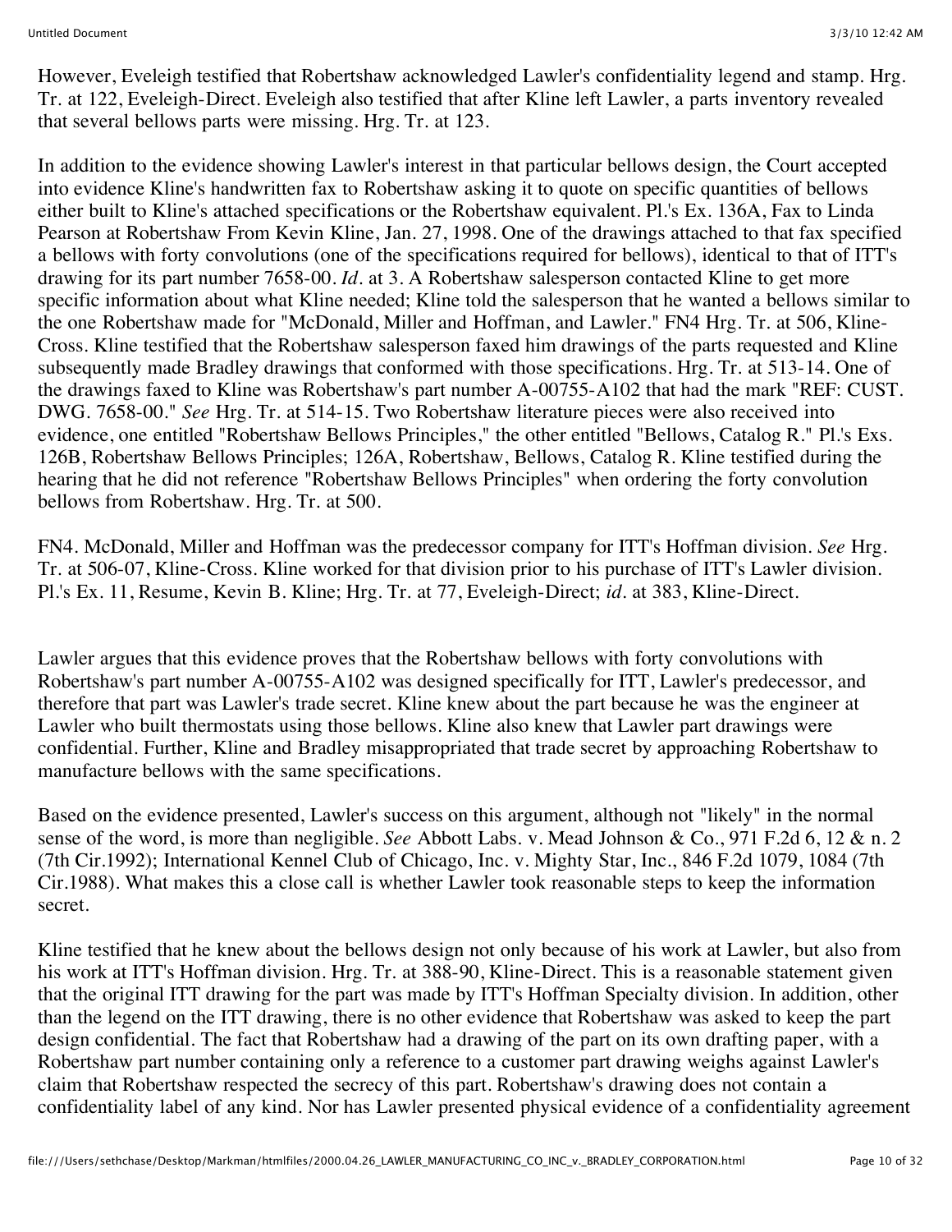However, Eveleigh testified that Robertshaw acknowledged Lawler's confidentiality legend and stamp. Hrg. Tr. at 122, Eveleigh-Direct. Eveleigh also testified that after Kline left Lawler, a parts inventory revealed that several bellows parts were missing. Hrg. Tr. at 123.

In addition to the evidence showing Lawler's interest in that particular bellows design, the Court accepted into evidence Kline's handwritten fax to Robertshaw asking it to quote on specific quantities of bellows either built to Kline's attached specifications or the Robertshaw equivalent. Pl.'s Ex. 136A, Fax to Linda Pearson at Robertshaw From Kevin Kline, Jan. 27, 1998. One of the drawings attached to that fax specified a bellows with forty convolutions (one of the specifications required for bellows), identical to that of ITT's drawing for its part number 7658-00. *Id.* at 3. A Robertshaw salesperson contacted Kline to get more specific information about what Kline needed; Kline told the salesperson that he wanted a bellows similar to the one Robertshaw made for "McDonald, Miller and Hoffman, and Lawler." FN4 Hrg. Tr. at 506, Kline-Cross. Kline testified that the Robertshaw salesperson faxed him drawings of the parts requested and Kline subsequently made Bradley drawings that conformed with those specifications. Hrg. Tr. at 513-14. One of the drawings faxed to Kline was Robertshaw's part number A-00755-A102 that had the mark "REF: CUST. DWG. 7658-00." *See* Hrg. Tr. at 514-15. Two Robertshaw literature pieces were also received into evidence, one entitled "Robertshaw Bellows Principles," the other entitled "Bellows, Catalog R." Pl.'s Exs. 126B, Robertshaw Bellows Principles; 126A, Robertshaw, Bellows, Catalog R. Kline testified during the hearing that he did not reference "Robertshaw Bellows Principles" when ordering the forty convolution bellows from Robertshaw. Hrg. Tr. at 500.

FN4. McDonald, Miller and Hoffman was the predecessor company for ITT's Hoffman division. *See* Hrg. Tr. at 506-07, Kline-Cross. Kline worked for that division prior to his purchase of ITT's Lawler division. Pl.'s Ex. 11, Resume, Kevin B. Kline; Hrg. Tr. at 77, Eveleigh-Direct; *id.* at 383, Kline-Direct.

Lawler argues that this evidence proves that the Robertshaw bellows with forty convolutions with Robertshaw's part number A-00755-A102 was designed specifically for ITT, Lawler's predecessor, and therefore that part was Lawler's trade secret. Kline knew about the part because he was the engineer at Lawler who built thermostats using those bellows. Kline also knew that Lawler part drawings were confidential. Further, Kline and Bradley misappropriated that trade secret by approaching Robertshaw to manufacture bellows with the same specifications.

Based on the evidence presented, Lawler's success on this argument, although not "likely" in the normal sense of the word, is more than negligible. *See* Abbott Labs. v. Mead Johnson & Co., 971 F.2d 6, 12 & n. 2 (7th Cir.1992); International Kennel Club of Chicago, Inc. v. Mighty Star, Inc., 846 F.2d 1079, 1084 (7th Cir.1988). What makes this a close call is whether Lawler took reasonable steps to keep the information secret.

Kline testified that he knew about the bellows design not only because of his work at Lawler, but also from his work at ITT's Hoffman division. Hrg. Tr. at 388-90, Kline-Direct. This is a reasonable statement given that the original ITT drawing for the part was made by ITT's Hoffman Specialty division. In addition, other than the legend on the ITT drawing, there is no other evidence that Robertshaw was asked to keep the part design confidential. The fact that Robertshaw had a drawing of the part on its own drafting paper, with a Robertshaw part number containing only a reference to a customer part drawing weighs against Lawler's claim that Robertshaw respected the secrecy of this part. Robertshaw's drawing does not contain a confidentiality label of any kind. Nor has Lawler presented physical evidence of a confidentiality agreement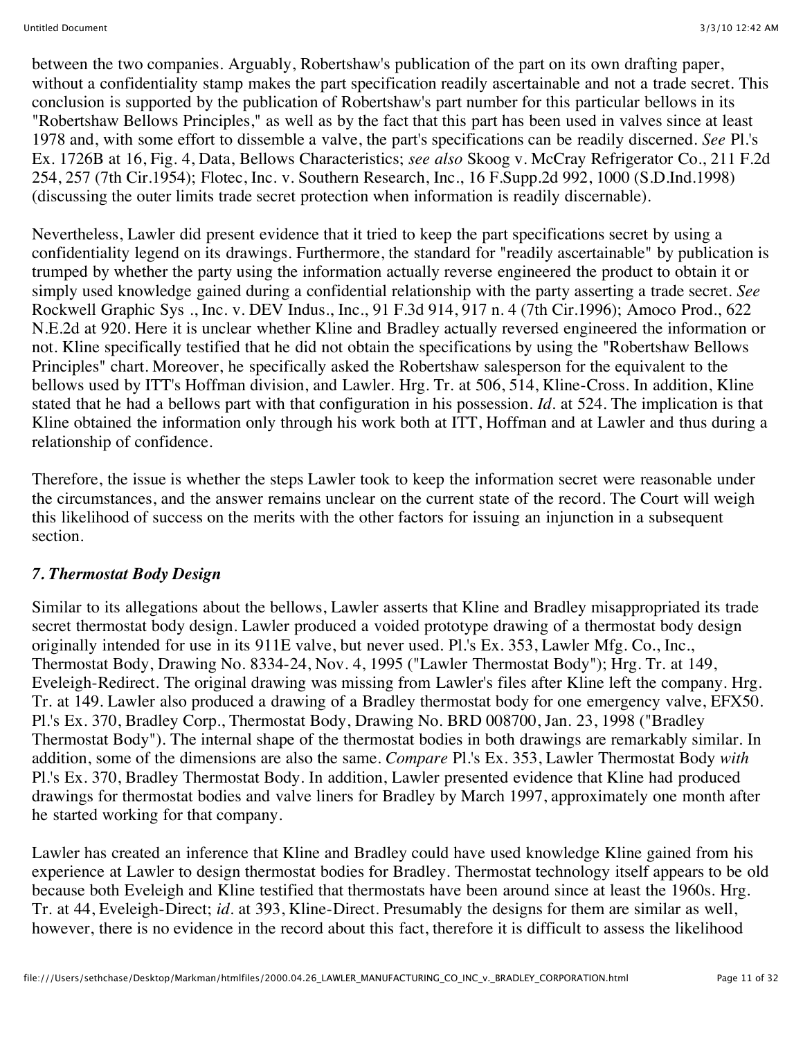between the two companies. Arguably, Robertshaw's publication of the part on its own drafting paper, without a confidentiality stamp makes the part specification readily ascertainable and not a trade secret. This conclusion is supported by the publication of Robertshaw's part number for this particular bellows in its "Robertshaw Bellows Principles," as well as by the fact that this part has been used in valves since at least 1978 and, with some effort to dissemble a valve, the part's specifications can be readily discerned. *See* Pl.'s Ex. 1726B at 16, Fig. 4, Data, Bellows Characteristics; *see also* Skoog v. McCray Refrigerator Co., 211 F.2d 254, 257 (7th Cir.1954); Flotec, Inc. v. Southern Research, Inc., 16 F.Supp.2d 992, 1000 (S.D.Ind.1998) (discussing the outer limits trade secret protection when information is readily discernable).

Nevertheless, Lawler did present evidence that it tried to keep the part specifications secret by using a confidentiality legend on its drawings. Furthermore, the standard for "readily ascertainable" by publication is trumped by whether the party using the information actually reverse engineered the product to obtain it or simply used knowledge gained during a confidential relationship with the party asserting a trade secret. *See* Rockwell Graphic Sys ., Inc. v. DEV Indus., Inc., 91 F.3d 914, 917 n. 4 (7th Cir.1996); Amoco Prod., 622 N.E.2d at 920. Here it is unclear whether Kline and Bradley actually reversed engineered the information or not. Kline specifically testified that he did not obtain the specifications by using the "Robertshaw Bellows Principles" chart. Moreover, he specifically asked the Robertshaw salesperson for the equivalent to the bellows used by ITT's Hoffman division, and Lawler. Hrg. Tr. at 506, 514, Kline-Cross. In addition, Kline stated that he had a bellows part with that configuration in his possession. *Id.* at 524. The implication is that Kline obtained the information only through his work both at ITT, Hoffman and at Lawler and thus during a relationship of confidence.

Therefore, the issue is whether the steps Lawler took to keep the information secret were reasonable under the circumstances, and the answer remains unclear on the current state of the record. The Court will weigh this likelihood of success on the merits with the other factors for issuing an injunction in a subsequent section.

### *7. Thermostat Body Design*

Similar to its allegations about the bellows, Lawler asserts that Kline and Bradley misappropriated its trade secret thermostat body design. Lawler produced a voided prototype drawing of a thermostat body design originally intended for use in its 911E valve, but never used. Pl.'s Ex. 353, Lawler Mfg. Co., Inc., Thermostat Body, Drawing No. 8334-24, Nov. 4, 1995 ("Lawler Thermostat Body"); Hrg. Tr. at 149, Eveleigh-Redirect. The original drawing was missing from Lawler's files after Kline left the company. Hrg. Tr. at 149. Lawler also produced a drawing of a Bradley thermostat body for one emergency valve, EFX50. Pl.'s Ex. 370, Bradley Corp., Thermostat Body, Drawing No. BRD 008700, Jan. 23, 1998 ("Bradley Thermostat Body"). The internal shape of the thermostat bodies in both drawings are remarkably similar. In addition, some of the dimensions are also the same. *Compare* Pl.'s Ex. 353, Lawler Thermostat Body *with* Pl.'s Ex. 370, Bradley Thermostat Body. In addition, Lawler presented evidence that Kline had produced drawings for thermostat bodies and valve liners for Bradley by March 1997, approximately one month after he started working for that company.

Lawler has created an inference that Kline and Bradley could have used knowledge Kline gained from his experience at Lawler to design thermostat bodies for Bradley. Thermostat technology itself appears to be old because both Eveleigh and Kline testified that thermostats have been around since at least the 1960s. Hrg. Tr. at 44, Eveleigh-Direct; *id.* at 393, Kline-Direct. Presumably the designs for them are similar as well, however, there is no evidence in the record about this fact, therefore it is difficult to assess the likelihood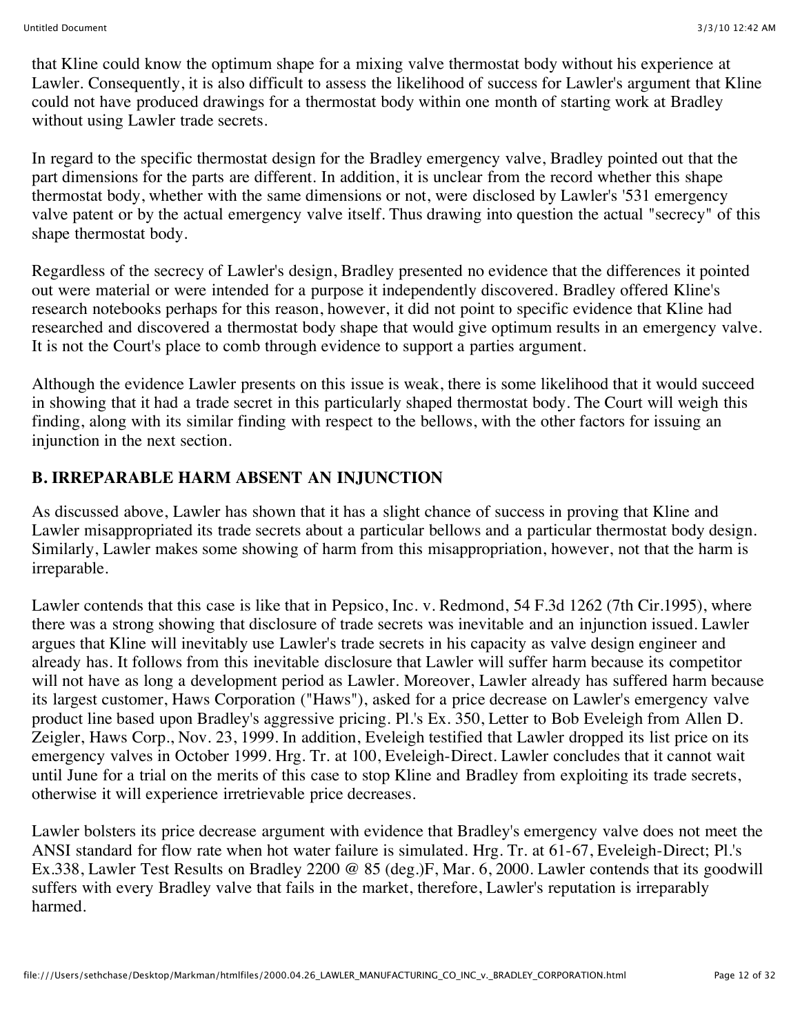that Kline could know the optimum shape for a mixing valve thermostat body without his experience at Lawler. Consequently, it is also difficult to assess the likelihood of success for Lawler's argument that Kline could not have produced drawings for a thermostat body within one month of starting work at Bradley without using Lawler trade secrets.

In regard to the specific thermostat design for the Bradley emergency valve, Bradley pointed out that the part dimensions for the parts are different. In addition, it is unclear from the record whether this shape thermostat body, whether with the same dimensions or not, were disclosed by Lawler's '531 emergency valve patent or by the actual emergency valve itself. Thus drawing into question the actual "secrecy" of this shape thermostat body.

Regardless of the secrecy of Lawler's design, Bradley presented no evidence that the differences it pointed out were material or were intended for a purpose it independently discovered. Bradley offered Kline's research notebooks perhaps for this reason, however, it did not point to specific evidence that Kline had researched and discovered a thermostat body shape that would give optimum results in an emergency valve. It is not the Court's place to comb through evidence to support a parties argument.

Although the evidence Lawler presents on this issue is weak, there is some likelihood that it would succeed in showing that it had a trade secret in this particularly shaped thermostat body. The Court will weigh this finding, along with its similar finding with respect to the bellows, with the other factors for issuing an injunction in the next section.

## B. IRREPARABLE HARM ABSENT AN INJUNCTION

As discussed above, Lawler has shown that it has a slight chance of success in proving that Kline and Lawler misappropriated its trade secrets about a particular bellows and a particular thermostat body design. Similarly, Lawler makes some showing of harm from this misappropriation, however, not that the harm is irreparable.

Lawler contends that this case is like that in Pepsico, Inc. v. Redmond, 54 F.3d 1262 (7th Cir.1995), where there was a strong showing that disclosure of trade secrets was inevitable and an injunction issued. Lawler argues that Kline will inevitably use Lawler's trade secrets in his capacity as valve design engineer and already has. It follows from this inevitable disclosure that Lawler will suffer harm because its competitor will not have as long a development period as Lawler. Moreover, Lawler already has suffered harm because its largest customer, Haws Corporation ("Haws"), asked for a price decrease on Lawler's emergency valve product line based upon Bradley's aggressive pricing. Pl.'s Ex. 350, Letter to Bob Eveleigh from Allen D. Zeigler, Haws Corp., Nov. 23, 1999. In addition, Eveleigh testified that Lawler dropped its list price on its emergency valves in October 1999. Hrg. Tr. at 100, Eveleigh-Direct. Lawler concludes that it cannot wait until June for a trial on the merits of this case to stop Kline and Bradley from exploiting its trade secrets, otherwise it will experience irretrievable price decreases.

Lawler bolsters its price decrease argument with evidence that Bradley's emergency valve does not meet the ANSI standard for flow rate when hot water failure is simulated. Hrg. Tr. at 61-67, Eveleigh-Direct; Pl.'s Ex.338, Lawler Test Results on Bradley 2200 @ 85 (deg.)F, Mar. 6, 2000. Lawler contends that its goodwill suffers with every Bradley valve that fails in the market, therefore, Lawler's reputation is irreparably harmed.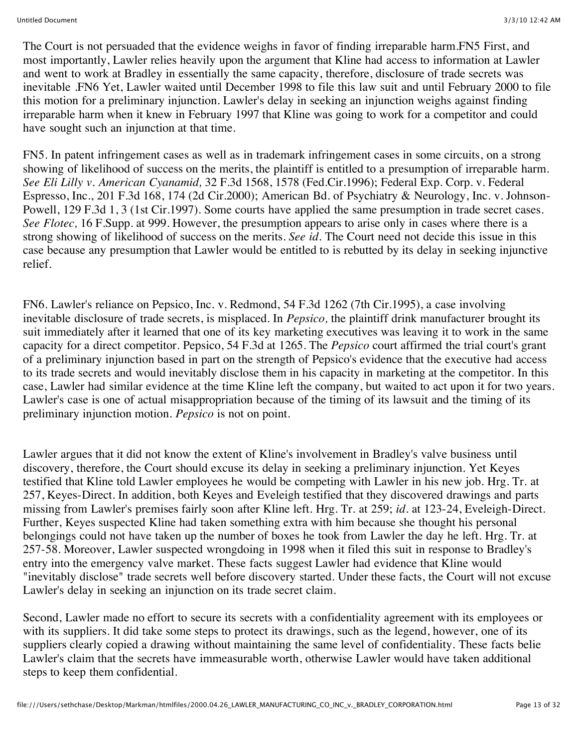The Court is not persuaded that the evidence weighs in favor of finding irreparable harm.FN5 First, and most importantly, Lawler relies heavily upon the argument that Kline had access to information at Lawler and went to work at Bradley in essentially the same capacity, therefore, disclosure of trade secrets was inevitable .FN6 Yet, Lawler waited until December 1998 to file this law suit and until February 2000 to file this motion for a preliminary injunction. Lawler's delay in seeking an injunction weighs against finding irreparable harm when it knew in February 1997 that Kline was going to work for a competitor and could have sought such an injunction at that time.

FN5. In patent infringement cases as well as in trademark infringement cases in some circuits, on a strong showing of likelihood of success on the merits, the plaintiff is entitled to a presumption of irreparable harm. *See Eli Lilly v. American Cyanamid,* 32 F.3d 1568, 1578 (Fed.Cir.1996); Federal Exp. Corp. v. Federal Espresso, Inc., 201 F.3d 168, 174 (2d Cir.2000); American Bd. of Psychiatry & Neurology, Inc. v. Johnson-Powell, 129 F.3d 1, 3 (1st Cir.1997). Some courts have applied the same presumption in trade secret cases. *See Flotec,* 16 F.Supp. at 999. However, the presumption appears to arise only in cases where there is a strong showing of likelihood of success on the merits. *See id.* The Court need not decide this issue in this case because any presumption that Lawler would be entitled to is rebutted by its delay in seeking injunctive relief.

FN6. Lawler's reliance on Pepsico, Inc. v. Redmond, 54 F.3d 1262 (7th Cir.1995), a case involving inevitable disclosure of trade secrets, is misplaced. In *Pepsico,* the plaintiff drink manufacturer brought its suit immediately after it learned that one of its key marketing executives was leaving it to work in the same capacity for a direct competitor. Pepsico, 54 F.3d at 1265. The *Pepsico* court affirmed the trial court's grant of a preliminary injunction based in part on the strength of Pepsico's evidence that the executive had access to its trade secrets and would inevitably disclose them in his capacity in marketing at the competitor. In this case, Lawler had similar evidence at the time Kline left the company, but waited to act upon it for two years. Lawler's case is one of actual misappropriation because of the timing of its lawsuit and the timing of its preliminary injunction motion. *Pepsico* is not on point.

Lawler argues that it did not know the extent of Kline's involvement in Bradley's valve business until discovery, therefore, the Court should excuse its delay in seeking a preliminary injunction. Yet Keyes testified that Kline told Lawler employees he would be competing with Lawler in his new job. Hrg. Tr. at 257, Keyes-Direct. In addition, both Keyes and Eveleigh testified that they discovered drawings and parts missing from Lawler's premises fairly soon after Kline left. Hrg. Tr. at 259; *id.* at 123-24, Eveleigh-Direct. Further, Keyes suspected Kline had taken something extra with him because she thought his personal belongings could not have taken up the number of boxes he took from Lawler the day he left. Hrg. Tr. at 257-58. Moreover, Lawler suspected wrongdoing in 1998 when it filed this suit in response to Bradley's entry into the emergency valve market. These facts suggest Lawler had evidence that Kline would "inevitably disclose" trade secrets well before discovery started. Under these facts, the Court will not excuse Lawler's delay in seeking an injunction on its trade secret claim.

Second, Lawler made no effort to secure its secrets with a confidentiality agreement with its employees or with its suppliers. It did take some steps to protect its drawings, such as the legend, however, one of its suppliers clearly copied a drawing without maintaining the same level of confidentiality. These facts belie Lawler's claim that the secrets have immeasurable worth, otherwise Lawler would have taken additional steps to keep them confidential.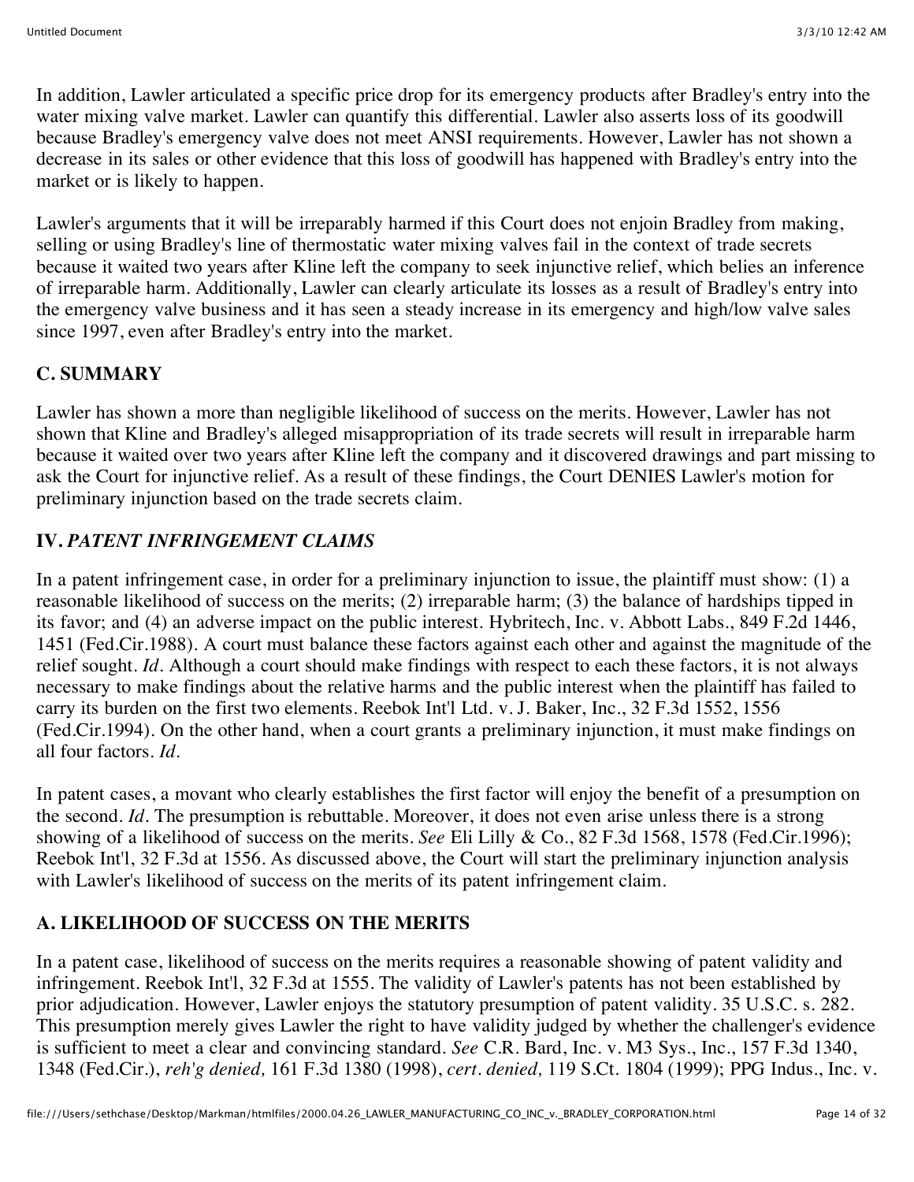In addition, Lawler articulated a specific price drop for its emergency products after Bradley's entry into the water mixing valve market. Lawler can quantify this differential. Lawler also asserts loss of its goodwill because Bradley's emergency valve does not meet ANSI requirements. However, Lawler has not shown a decrease in its sales or other evidence that this loss of goodwill has happened with Bradley's entry into the market or is likely to happen.

Lawler's arguments that it will be irreparably harmed if this Court does not enjoin Bradley from making, selling or using Bradley's line of thermostatic water mixing valves fail in the context of trade secrets because it waited two years after Kline left the company to seek injunctive relief, which belies an inference of irreparable harm. Additionally, Lawler can clearly articulate its losses as a result of Bradley's entry into the emergency valve business and it has seen a steady increase in its emergency and high/low valve sales since 1997, even after Bradley's entry into the market.

### C. SUMMARY

Lawler has shown a more than negligible likelihood of success on the merits. However, Lawler has not shown that Kline and Bradley's alleged misappropriation of its trade secrets will result in irreparable harm because it waited over two years after Kline left the company and it discovered drawings and part missing to ask the Court for injunctive relief. As a result of these findings, the Court DENIES Lawler's motion for preliminary injunction based on the trade secrets claim.

## IV. *PATENT INFRINGEMENT CLAIMS*

In a patent infringement case, in order for a preliminary injunction to issue, the plaintiff must show: (1) a reasonable likelihood of success on the merits; (2) irreparable harm; (3) the balance of hardships tipped in its favor; and (4) an adverse impact on the public interest. Hybritech, Inc. v. Abbott Labs., 849 F.2d 1446, 1451 (Fed.Cir.1988). A court must balance these factors against each other and against the magnitude of the relief sought. *Id*. Although a court should make findings with respect to each these factors, it is not always necessary to make findings about the relative harms and the public interest when the plaintiff has failed to carry its burden on the first two elements. Reebok Int'l Ltd. v. J. Baker, Inc., 32 F.3d 1552, 1556 (Fed.Cir.1994). On the other hand, when a court grants a preliminary injunction, it must make findings on all four factors. *Id*.

In patent cases, a movant who clearly establishes the first factor will enjoy the benefit of a presumption on the second. *Id*. The presumption is rebuttable. Moreover, it does not even arise unless there is a strong showing of a likelihood of success on the merits. *See* Eli Lilly & Co., 82 F.3d 1568, 1578 (Fed.Cir.1996); Reebok Int'l, 32 F.3d at 1556. As discussed above, the Court will start the preliminary injunction analysis with Lawler's likelihood of success on the merits of its patent infringement claim.

### A. LIKELIHOOD OF SUCCESS ON THE MERITS

In a patent case, likelihood of success on the merits requires a reasonable showing of patent validity and infringement. Reebok Int'l, 32 F.3d at 1555. The validity of Lawler's patents has not been established by prior adjudication. However, Lawler enjoys the statutory presumption of patent validity. 35 U.S.C. s. 282. This presumption merely gives Lawler the right to have validity judged by whether the challenger's evidence is sufficient to meet a clear and convincing standard. *See* C.R. Bard, Inc. v. M3 Sys., Inc., 157 F.3d 1340, 1348 (Fed.Cir.), *reh'g denied,* 161 F.3d 1380 (1998), *cert. denied,* 119 S.Ct. 1804 (1999); PPG Indus., Inc. v.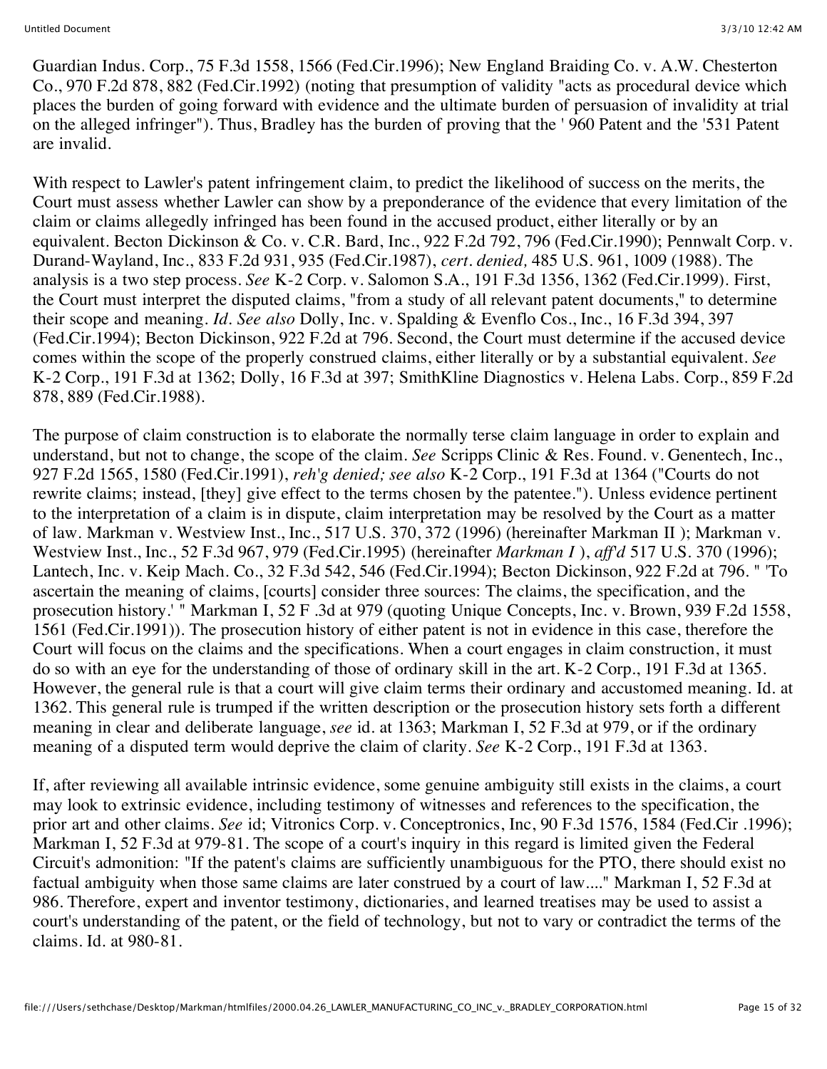Guardian Indus. Corp., 75 F.3d 1558, 1566 (Fed.Cir.1996); New England Braiding Co. v. A.W. Chesterton Co., 970 F.2d 878, 882 (Fed.Cir.1992) (noting that presumption of validity "acts as procedural device which places the burden of going forward with evidence and the ultimate burden of persuasion of invalidity at trial on the alleged infringer"). Thus, Bradley has the burden of proving that the ' 960 Patent and the '531 Patent are invalid.

With respect to Lawler's patent infringement claim, to predict the likelihood of success on the merits, the Court must assess whether Lawler can show by a preponderance of the evidence that every limitation of the claim or claims allegedly infringed has been found in the accused product, either literally or by an equivalent. Becton Dickinson & Co. v. C.R. Bard, Inc., 922 F.2d 792, 796 (Fed.Cir.1990); Pennwalt Corp. v. Durand-Wayland, Inc., 833 F.2d 931, 935 (Fed.Cir.1987), *cert. denied,* 485 U.S. 961, 1009 (1988). The analysis is a two step process. *See* K-2 Corp. v. Salomon S.A., 191 F.3d 1356, 1362 (Fed.Cir.1999). First, the Court must interpret the disputed claims, "from a study of all relevant patent documents," to determine their scope and meaning. *Id. See also* Dolly, Inc. v. Spalding & Evenflo Cos., Inc., 16 F.3d 394, 397 (Fed.Cir.1994); Becton Dickinson, 922 F.2d at 796. Second, the Court must determine if the accused device comes within the scope of the properly construed claims, either literally or by a substantial equivalent. *See* K-2 Corp., 191 F.3d at 1362; Dolly, 16 F.3d at 397; SmithKline Diagnostics v. Helena Labs. Corp., 859 F.2d 878, 889 (Fed.Cir.1988).

The purpose of claim construction is to elaborate the normally terse claim language in order to explain and understand, but not to change, the scope of the claim. *See* Scripps Clinic & Res. Found. v. Genentech, Inc., 927 F.2d 1565, 1580 (Fed.Cir.1991), *reh'g denied; see also* K-2 Corp., 191 F.3d at 1364 ("Courts do not rewrite claims; instead, [they] give effect to the terms chosen by the patentee."). Unless evidence pertinent to the interpretation of a claim is in dispute, claim interpretation may be resolved by the Court as a matter of law. Markman v. Westview Inst., Inc., 517 U.S. 370, 372 (1996) (hereinafter Markman II ); Markman v. Westview Inst., Inc., 52 F.3d 967, 979 (Fed.Cir.1995) (hereinafter *Markman I* ), *aff'd* 517 U.S. 370 (1996); Lantech, Inc. v. Keip Mach. Co., 32 F.3d 542, 546 (Fed.Cir.1994); Becton Dickinson, 922 F.2d at 796. " 'To ascertain the meaning of claims, [courts] consider three sources: The claims, the specification, and the prosecution history.' " Markman I, 52 F .3d at 979 (quoting Unique Concepts, Inc. v. Brown, 939 F.2d 1558, 1561 (Fed.Cir.1991)). The prosecution history of either patent is not in evidence in this case, therefore the Court will focus on the claims and the specifications. When a court engages in claim construction, it must do so with an eye for the understanding of those of ordinary skill in the art. K-2 Corp., 191 F.3d at 1365. However, the general rule is that a court will give claim terms their ordinary and accustomed meaning. Id. at 1362. This general rule is trumped if the written description or the prosecution history sets forth a different meaning in clear and deliberate language, *see* id. at 1363; Markman I, 52 F.3d at 979, or if the ordinary meaning of a disputed term would deprive the claim of clarity. *See* K-2 Corp., 191 F.3d at 1363.

If, after reviewing all available intrinsic evidence, some genuine ambiguity still exists in the claims, a court may look to extrinsic evidence, including testimony of witnesses and references to the specification, the prior art and other claims. *See* id; Vitronics Corp. v. Conceptronics, Inc, 90 F.3d 1576, 1584 (Fed.Cir .1996); Markman I, 52 F.3d at 979-81. The scope of a court's inquiry in this regard is limited given the Federal Circuit's admonition: "If the patent's claims are sufficiently unambiguous for the PTO, there should exist no factual ambiguity when those same claims are later construed by a court of law...." Markman I, 52 F.3d at 986. Therefore, expert and inventor testimony, dictionaries, and learned treatises may be used to assist a court's understanding of the patent, or the field of technology, but not to vary or contradict the terms of the claims. Id. at 980-81.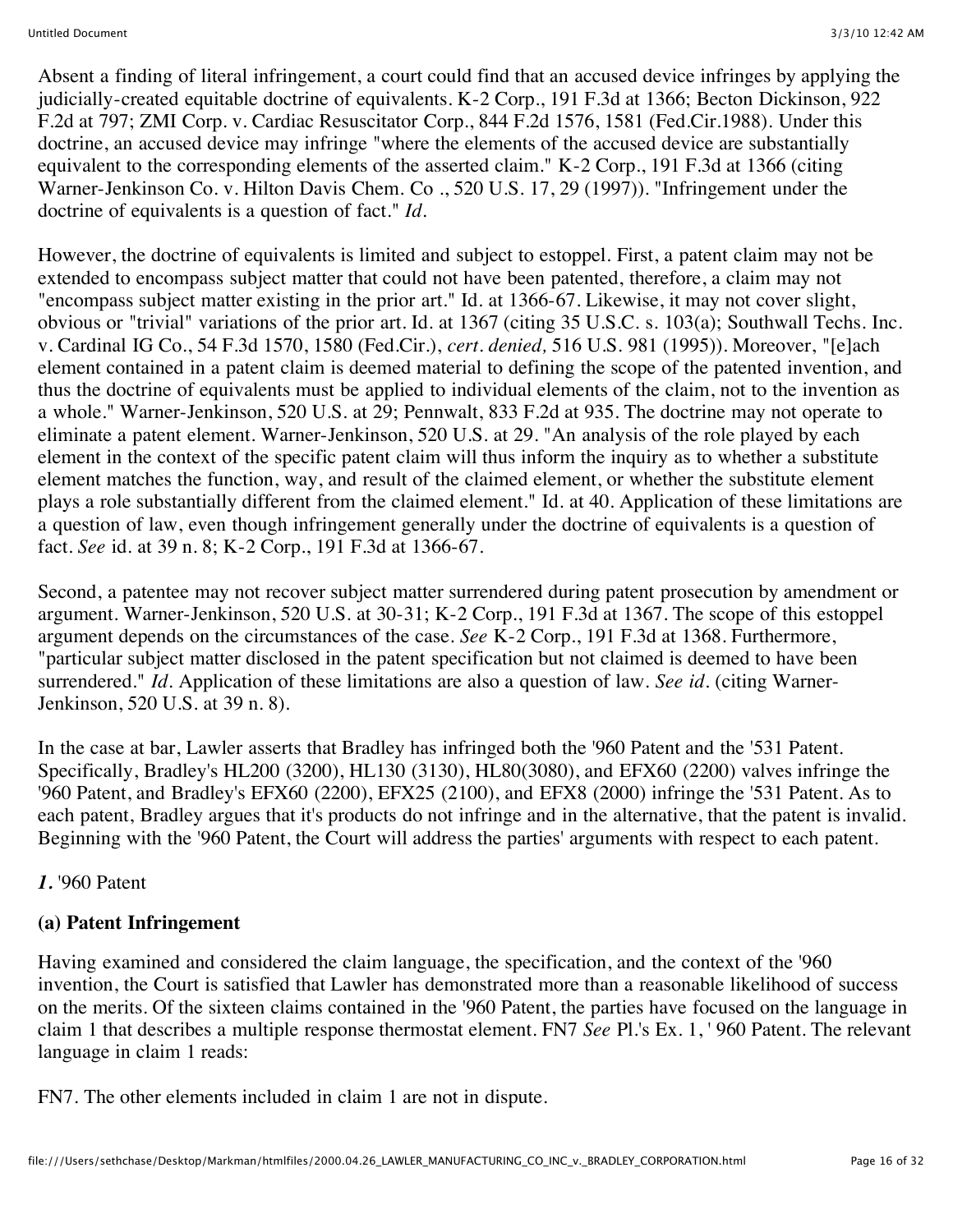Absent a finding of literal infringement, a court could find that an accused device infringes by applying the judicially-created equitable doctrine of equivalents. K-2 Corp., 191 F.3d at 1366; Becton Dickinson, 922 F.2d at 797; ZMI Corp. v. Cardiac Resuscitator Corp., 844 F.2d 1576, 1581 (Fed.Cir.1988). Under this doctrine, an accused device may infringe "where the elements of the accused device are substantially equivalent to the corresponding elements of the asserted claim." K-2 Corp., 191 F.3d at 1366 (citing Warner-Jenkinson Co. v. Hilton Davis Chem. Co ., 520 U.S. 17, 29 (1997)). "Infringement under the doctrine of equivalents is a question of fact." *Id.*

However, the doctrine of equivalents is limited and subject to estoppel. First, a patent claim may not be extended to encompass subject matter that could not have been patented, therefore, a claim may not "encompass subject matter existing in the prior art." Id. at 1366-67. Likewise, it may not cover slight, obvious or "trivial" variations of the prior art. Id. at 1367 (citing 35 U.S.C. s. 103(a); Southwall Techs. Inc. v. Cardinal IG Co., 54 F.3d 1570, 1580 (Fed.Cir.), *cert. denied,* 516 U.S. 981 (1995)). Moreover, "[e]ach element contained in a patent claim is deemed material to defining the scope of the patented invention, and thus the doctrine of equivalents must be applied to individual elements of the claim, not to the invention as a whole." Warner-Jenkinson, 520 U.S. at 29; Pennwalt, 833 F.2d at 935. The doctrine may not operate to eliminate a patent element. Warner-Jenkinson, 520 U.S. at 29. "An analysis of the role played by each element in the context of the specific patent claim will thus inform the inquiry as to whether a substitute element matches the function, way, and result of the claimed element, or whether the substitute element plays a role substantially different from the claimed element." Id. at 40. Application of these limitations are a question of law, even though infringement generally under the doctrine of equivalents is a question of fact. *See* id. at 39 n. 8; K-2 Corp., 191 F.3d at 1366-67.

Second, a patentee may not recover subject matter surrendered during patent prosecution by amendment or argument. Warner-Jenkinson, 520 U.S. at 30-31; K-2 Corp., 191 F.3d at 1367. The scope of this estoppel argument depends on the circumstances of the case. *See* K-2 Corp., 191 F.3d at 1368. Furthermore, "particular subject matter disclosed in the patent specification but not claimed is deemed to have been surrendered." *Id.* Application of these limitations are also a question of law. *See id.* (citing Warner-Jenkinson, 520 U.S. at 39 n. 8).

In the case at bar, Lawler asserts that Bradley has infringed both the '960 Patent and the '531 Patent. Specifically, Bradley's HL200 (3200), HL130 (3130), HL80(3080), and EFX60 (2200) valves infringe the '960 Patent, and Bradley's EFX60 (2200), EFX25 (2100), and EFX8 (2000) infringe the '531 Patent. As to each patent, Bradley argues that it's products do not infringe and in the alternative, that the patent is invalid. Beginning with the '960 Patent, the Court will address the parties' arguments with respect to each patent.

***1.*** '960 Patent

**(a) Patent Infringement**

Having examined and considered the claim language, the specification, and the context of the '960 invention, the Court is satisfied that Lawler has demonstrated more than a reasonable likelihood of success on the merits. Of the sixteen claims contained in the '960 Patent, the parties have focused on the language in claim 1 that describes a multiple response thermostat element. FN7 *See* Pl.'s Ex. 1, ' 960 Patent. The relevant language in claim 1 reads:

FN7. The other elements included in claim 1 are not in dispute.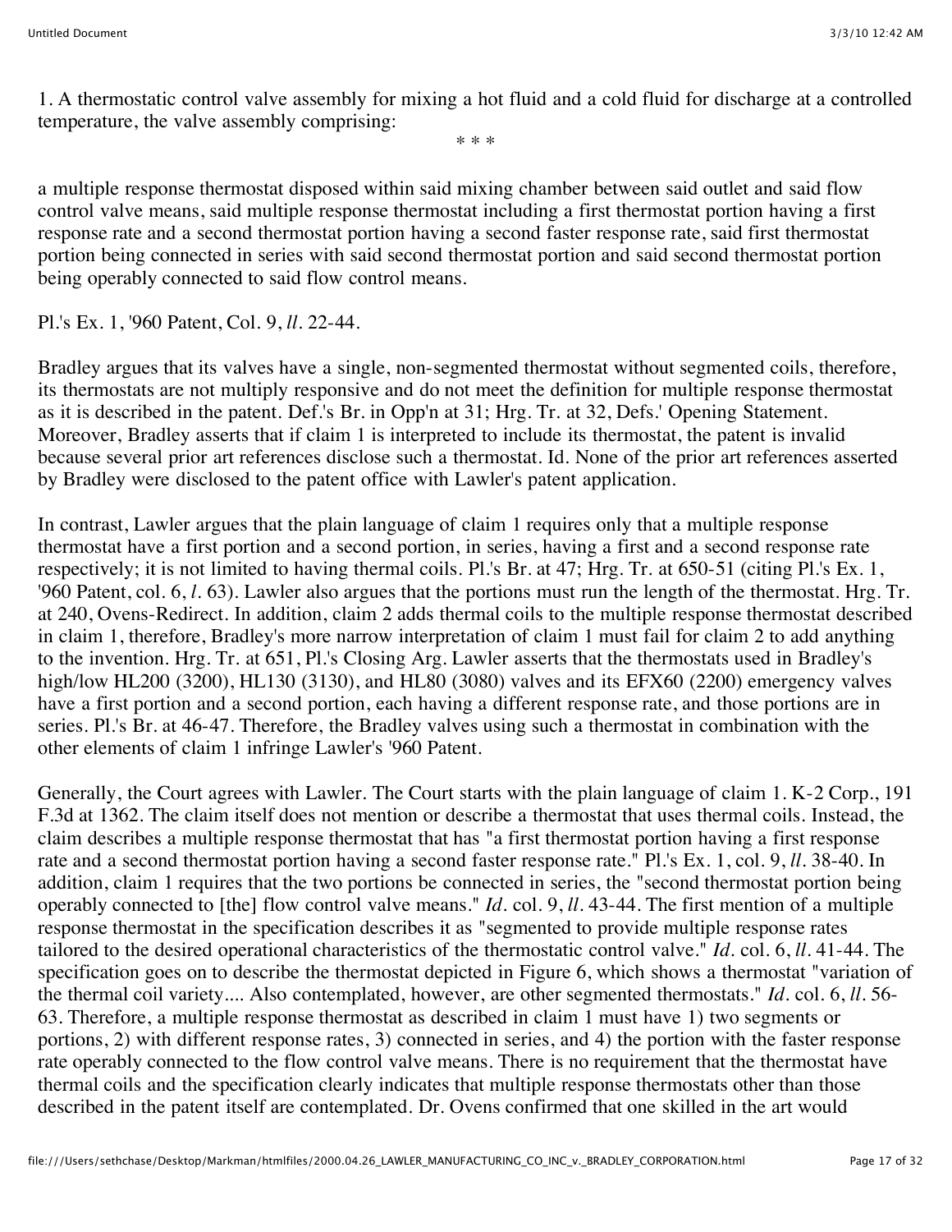1. A thermostatic control valve assembly for mixing a hot fluid and a cold fluid for discharge at a controlled temperature, the valve assembly comprising:

* * *

a multiple response thermostat disposed within said mixing chamber between said outlet and said flow control valve means, said multiple response thermostat including a first thermostat portion having a first response rate and a second thermostat portion having a second faster response rate, said first thermostat portion being connected in series with said second thermostat portion and said second thermostat portion being operably connected to said flow control means.

Pl.'s Ex. 1, '960 Patent, Col. 9, *ll*. 22-44.

Bradley argues that its valves have a single, non-segmented thermostat without segmented coils, therefore, its thermostats are not multiply responsive and do not meet the definition for multiple response thermostat as it is described in the patent. Def.'s Br. in Opp'n at 31; Hrg. Tr. at 32, Defs.' Opening Statement. Moreover, Bradley asserts that if claim 1 is interpreted to include its thermostat, the patent is invalid because several prior art references disclose such a thermostat. Id. None of the prior art references asserted by Bradley were disclosed to the patent office with Lawler's patent application.

In contrast, Lawler argues that the plain language of claim 1 requires only that a multiple response thermostat have a first portion and a second portion, in series, having a first and a second response rate respectively; it is not limited to having thermal coils. Pl.'s Br. at 47; Hrg. Tr. at 650-51 (citing Pl.'s Ex. 1, '960 Patent, col. 6, *l*. 63). Lawler also argues that the portions must run the length of the thermostat. Hrg. Tr. at 240, Ovens-Redirect. In addition, claim 2 adds thermal coils to the multiple response thermostat described in claim 1, therefore, Bradley's more narrow interpretation of claim 1 must fail for claim 2 to add anything to the invention. Hrg. Tr. at 651, Pl.'s Closing Arg. Lawler asserts that the thermostats used in Bradley's high/low HL200 (3200), HL130 (3130), and HL80 (3080) valves and its EFX60 (2200) emergency valves have a first portion and a second portion, each having a different response rate, and those portions are in series. Pl.'s Br. at 46-47. Therefore, the Bradley valves using such a thermostat in combination with the other elements of claim 1 infringe Lawler's '960 Patent.

Generally, the Court agrees with Lawler. The Court starts with the plain language of claim 1. K-2 Corp., 191 F.3d at 1362. The claim itself does not mention or describe a thermostat that uses thermal coils. Instead, the claim describes a multiple response thermostat that has "a first thermostat portion having a first response rate and a second thermostat portion having a second faster response rate." Pl.'s Ex. 1, col. 9, *ll*. 38-40. In addition, claim 1 requires that the two portions be connected in series, the "second thermostat portion being operably connected to [the] flow control valve means." *Id*. col. 9, *ll*. 43-44. The first mention of a multiple response thermostat in the specification describes it as "segmented to provide multiple response rates tailored to the desired operational characteristics of the thermostatic control valve." *Id*. col. 6, *ll*. 41-44. The specification goes on to describe the thermostat depicted in Figure 6, which shows a thermostat "variation of the thermal coil variety.... Also contemplated, however, are other segmented thermostats." *Id*. col. 6, *ll*. 56-63. Therefore, a multiple response thermostat as described in claim 1 must have 1) two segments or portions, 2) with different response rates, 3) connected in series, and 4) the portion with the faster response rate operably connected to the flow control valve means. There is no requirement that the thermostat have thermal coils and the specification clearly indicates that multiple response thermostats other than those described in the patent itself are contemplated. Dr. Ovens confirmed that one skilled in the art would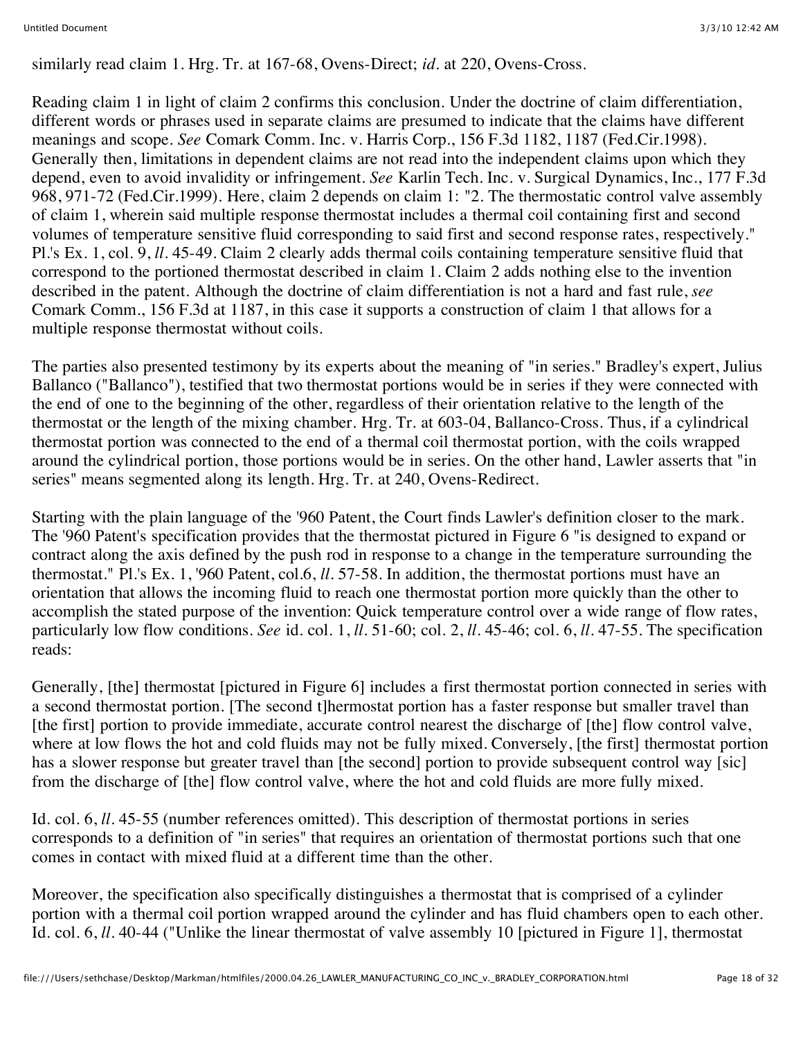similarly read claim 1. Hrg. Tr. at 167-68, Ovens-Direct; *id*. at 220, Ovens-Cross.

Reading claim 1 in light of claim 2 confirms this conclusion. Under the doctrine of claim differentiation, different words or phrases used in separate claims are presumed to indicate that the claims have different meanings and scope. *See* Comark Comm. Inc. v. Harris Corp., 156 F.3d 1182, 1187 (Fed.Cir.1998). Generally then, limitations in dependent claims are not read into the independent claims upon which they depend, even to avoid invalidity or infringement. *See* Karlin Tech. Inc. v. Surgical Dynamics, Inc., 177 F.3d 968, 971-72 (Fed.Cir.1999). Here, claim 2 depends on claim 1: "2. The thermostatic control valve assembly of claim 1, wherein said multiple response thermostat includes a thermal coil containing first and second volumes of temperature sensitive fluid corresponding to said first and second response rates, respectively." Pl.'s Ex. 1, col. 9, *ll*. 45-49. Claim 2 clearly adds thermal coils containing temperature sensitive fluid that correspond to the portioned thermostat described in claim 1. Claim 2 adds nothing else to the invention described in the patent. Although the doctrine of claim differentiation is not a hard and fast rule, *see* Comark Comm., 156 F.3d at 1187, in this case it supports a construction of claim 1 that allows for a multiple response thermostat without coils.

The parties also presented testimony by its experts about the meaning of "in series." Bradley's expert, Julius Ballanco ("Ballanco"), testified that two thermostat portions would be in series if they were connected with the end of one to the beginning of the other, regardless of their orientation relative to the length of the thermostat or the length of the mixing chamber. Hrg. Tr. at 603-04, Ballanco-Cross. Thus, if a cylindrical thermostat portion was connected to the end of a thermal coil thermostat portion, with the coils wrapped around the cylindrical portion, those portions would be in series. On the other hand, Lawler asserts that "in series" means segmented along its length. Hrg. Tr. at 240, Ovens-Redirect.

Starting with the plain language of the '960 Patent, the Court finds Lawler's definition closer to the mark. The '960 Patent's specification provides that the thermostat pictured in Figure 6 "is designed to expand or contract along the axis defined by the push rod in response to a change in the temperature surrounding the thermostat." Pl.'s Ex. 1, '960 Patent, col.6, *ll*. 57-58. In addition, the thermostat portions must have an orientation that allows the incoming fluid to reach one thermostat portion more quickly than the other to accomplish the stated purpose of the invention: Quick temperature control over a wide range of flow rates, particularly low flow conditions. *See* id. col. 1, *ll*. 51-60; col. 2, *ll*. 45-46; col. 6, *ll*. 47-55. The specification reads:

Generally, [the] thermostat [pictured in Figure 6] includes a first thermostat portion connected in series with a second thermostat portion. [The second t]hermostat portion has a faster response but smaller travel than [the first] portion to provide immediate, accurate control nearest the discharge of [the] flow control valve, where at low flows the hot and cold fluids may not be fully mixed. Conversely, [the first] thermostat portion has a slower response but greater travel than [the second] portion to provide subsequent control way [sic] from the discharge of [the] flow control valve, where the hot and cold fluids are more fully mixed.

Id. col. 6, *ll*. 45-55 (number references omitted). This description of thermostat portions in series corresponds to a definition of "in series" that requires an orientation of thermostat portions such that one comes in contact with mixed fluid at a different time than the other.

Moreover, the specification also specifically distinguishes a thermostat that is comprised of a cylinder portion with a thermal coil portion wrapped around the cylinder and has fluid chambers open to each other. Id. col. 6, *ll*. 40-44 ("Unlike the linear thermostat of valve assembly 10 [pictured in Figure 1], thermostat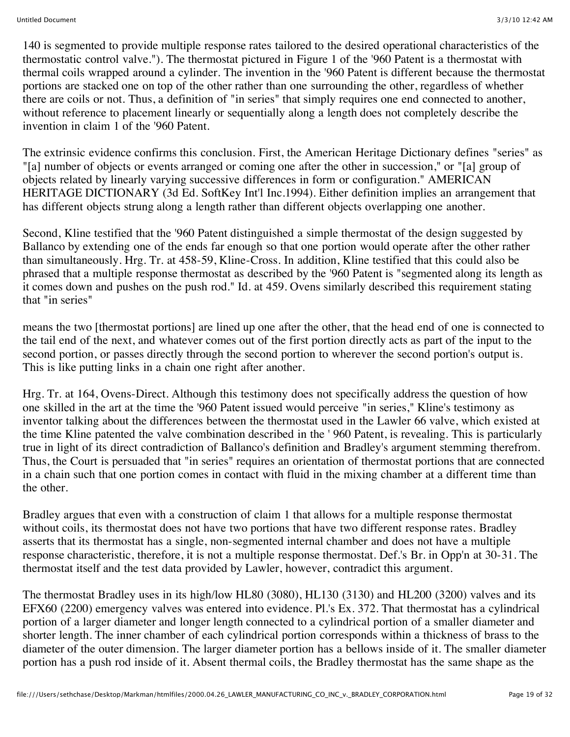140 is segmented to provide multiple response rates tailored to the desired operational characteristics of the thermostatic control valve."). The thermostat pictured in Figure 1 of the '960 Patent is a thermostat with thermal coils wrapped around a cylinder. The invention in the '960 Patent is different because the thermostat portions are stacked one on top of the other rather than one surrounding the other, regardless of whether there are coils or not. Thus, a definition of "in series" that simply requires one end connected to another, without reference to placement linearly or sequentially along a length does not completely describe the invention in claim 1 of the '960 Patent.

The extrinsic evidence confirms this conclusion. First, the American Heritage Dictionary defines "series" as "[a] number of objects or events arranged or coming one after the other in succession," or "[a] group of objects related by linearly varying successive differences in form or configuration." AMERICAN HERITAGE DICTIONARY (3d Ed. SoftKey Int'l Inc.1994). Either definition implies an arrangement that has different objects strung along a length rather than different objects overlapping one another.

Second, Kline testified that the '960 Patent distinguished a simple thermostat of the design suggested by Ballanco by extending one of the ends far enough so that one portion would operate after the other rather than simultaneously. Hrg. Tr. at 458-59, Kline-Cross. In addition, Kline testified that this could also be phrased that a multiple response thermostat as described by the '960 Patent is "segmented along its length as it comes down and pushes on the push rod." Id. at 459. Ovens similarly described this requirement stating that "in series"

means the two [thermostat portions] are lined up one after the other, that the head end of one is connected to the tail end of the next, and whatever comes out of the first portion directly acts as part of the input to the second portion, or passes directly through the second portion to wherever the second portion's output is. This is like putting links in a chain one right after another.

Hrg. Tr. at 164, Ovens-Direct. Although this testimony does not specifically address the question of how one skilled in the art at the time the '960 Patent issued would perceive "in series," Kline's testimony as inventor talking about the differences between the thermostat used in the Lawler 66 valve, which existed at the time Kline patented the valve combination described in the ' 960 Patent, is revealing. This is particularly true in light of its direct contradiction of Ballanco's definition and Bradley's argument stemming therefrom. Thus, the Court is persuaded that "in series" requires an orientation of thermostat portions that are connected in a chain such that one portion comes in contact with fluid in the mixing chamber at a different time than the other.

Bradley argues that even with a construction of claim 1 that allows for a multiple response thermostat without coils, its thermostat does not have two portions that have two different response rates. Bradley asserts that its thermostat has a single, non-segmented internal chamber and does not have a multiple response characteristic, therefore, it is not a multiple response thermostat. Def.'s Br. in Opp'n at 30-31. The thermostat itself and the test data provided by Lawler, however, contradict this argument.

The thermostat Bradley uses in its high/low HL80 (3080), HL130 (3130) and HL200 (3200) valves and its EFX60 (2200) emergency valves was entered into evidence. Pl.'s Ex. 372. That thermostat has a cylindrical portion of a larger diameter and longer length connected to a cylindrical portion of a smaller diameter and shorter length. The inner chamber of each cylindrical portion corresponds within a thickness of brass to the diameter of the outer dimension. The larger diameter portion has a bellows inside of it. The smaller diameter portion has a push rod inside of it. Absent thermal coils, the Bradley thermostat has the same shape as the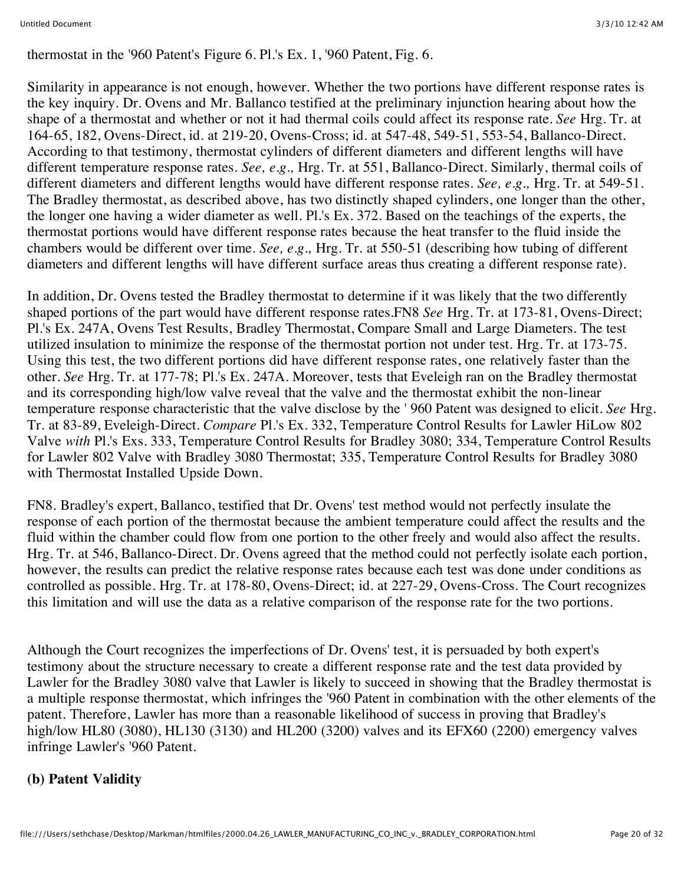thermostat in the '960 Patent's Figure 6. Pl.'s Ex. 1, '960 Patent, Fig. 6.

Similarity in appearance is not enough, however. Whether the two portions have different response rates is the key inquiry. Dr. Ovens and Mr. Ballanco testified at the preliminary injunction hearing about how the shape of a thermostat and whether or not it had thermal coils could affect its response rate. *See* Hrg. Tr. at 164-65, 182, Ovens-Direct, id. at 219-20, Ovens-Cross; id. at 547-48, 549-51, 553-54, Ballanco-Direct. According to that testimony, thermostat cylinders of different diameters and different lengths will have different temperature response rates. *See, e.g.,* Hrg. Tr. at 551, Ballanco-Direct. Similarly, thermal coils of different diameters and different lengths would have different response rates. *See, e.g.,* Hrg. Tr. at 549-51. The Bradley thermostat, as described above, has two distinctly shaped cylinders, one longer than the other, the longer one having a wider diameter as well. Pl.'s Ex. 372. Based on the teachings of the experts, the thermostat portions would have different response rates because the heat transfer to the fluid inside the chambers would be different over time. *See, e.g.,* Hrg. Tr. at 550-51 (describing how tubing of different diameters and different lengths will have different surface areas thus creating a different response rate).

In addition, Dr. Ovens tested the Bradley thermostat to determine if it was likely that the two differently shaped portions of the part would have different response rates.FN8 *See* Hrg. Tr. at 173-81, Ovens-Direct; Pl.'s Ex. 247A, Ovens Test Results, Bradley Thermostat, Compare Small and Large Diameters. The test utilized insulation to minimize the response of the thermostat portion not under test. Hrg. Tr. at 173-75. Using this test, the two different portions did have different response rates, one relatively faster than the other. *See* Hrg. Tr. at 177-78; Pl.'s Ex. 247A. Moreover, tests that Eveleigh ran on the Bradley thermostat and its corresponding high/low valve reveal that the valve and the thermostat exhibit the non-linear temperature response characteristic that the valve disclose by the ' 960 Patent was designed to elicit. *See* Hrg. Tr. at 83-89, Eveleigh-Direct. *Compare* Pl.'s Ex. 332, Temperature Control Results for Lawler HiLow 802 Valve *with* Pl.'s Exs. 333, Temperature Control Results for Bradley 3080; 334, Temperature Control Results for Lawler 802 Valve with Bradley 3080 Thermostat; 335, Temperature Control Results for Bradley 3080 with Thermostat Installed Upside Down.

FN8. Bradley's expert, Ballanco, testified that Dr. Ovens' test method would not perfectly insulate the response of each portion of the thermostat because the ambient temperature could affect the results and the fluid within the chamber could flow from one portion to the other freely and would also affect the results. Hrg. Tr. at 546, Ballanco-Direct. Dr. Ovens agreed that the method could not perfectly isolate each portion, however, the results can predict the relative response rates because each test was done under conditions as controlled as possible. Hrg. Tr. at 178-80, Ovens-Direct; id. at 227-29, Ovens-Cross. The Court recognizes this limitation and will use the data as a relative comparison of the response rate for the two portions.

Although the Court recognizes the imperfections of Dr. Ovens' test, it is persuaded by both expert's testimony about the structure necessary to create a different response rate and the test data provided by Lawler for the Bradley 3080 valve that Lawler is likely to succeed in showing that the Bradley thermostat is a multiple response thermostat, which infringes the '960 Patent in combination with the other elements of the patent. Therefore, Lawler has more than a reasonable likelihood of success in proving that Bradley's high/low HL80 (3080), HL130 (3130) and HL200 (3200) valves and its EFX60 (2200) emergency valves infringe Lawler's '960 Patent.

**(b) Patent Validity**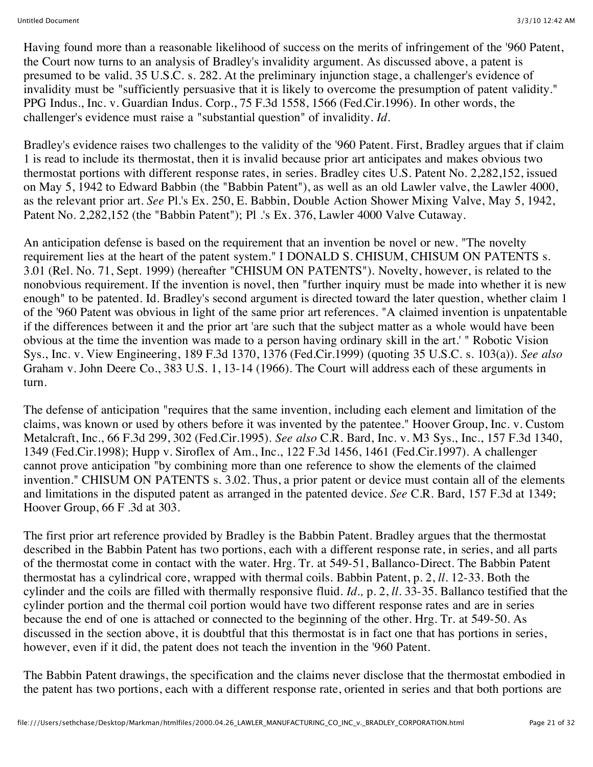Having found more than a reasonable likelihood of success on the merits of infringement of the '960 Patent, the Court now turns to an analysis of Bradley's invalidity argument. As discussed above, a patent is presumed to be valid. 35 U.S.C. s. 282. At the preliminary injunction stage, a challenger's evidence of invalidity must be "sufficiently persuasive that it is likely to overcome the presumption of patent validity." PPG Indus., Inc. v. Guardian Indus. Corp., 75 F.3d 1558, 1566 (Fed.Cir.1996). In other words, the challenger's evidence must raise a "substantial question" of invalidity. *Id*.

Bradley's evidence raises two challenges to the validity of the '960 Patent. First, Bradley argues that if claim 1 is read to include its thermostat, then it is invalid because prior art anticipates and makes obvious two thermostat portions with different response rates, in series. Bradley cites U.S. Patent No. 2,282,152, issued on May 5, 1942 to Edward Babbin (the "Babbin Patent"), as well as an old Lawler valve, the Lawler 4000, as the relevant prior art. *See* Pl.'s Ex. 250, E. Babbin, Double Action Shower Mixing Valve, May 5, 1942, Patent No. 2,282,152 (the "Babbin Patent"); Pl .'s Ex. 376, Lawler 4000 Valve Cutaway.

An anticipation defense is based on the requirement that an invention be novel or new. "The novelty requirement lies at the heart of the patent system." I DONALD S. CHISUM, CHISUM ON PATENTS s. 3.01 (Rel. No. 71, Sept. 1999) (hereafter "CHISUM ON PATENTS"). Novelty, however, is related to the nonobvious requirement. If the invention is novel, then "further inquiry must be made into whether it is new enough" to be patented. Id. Bradley's second argument is directed toward the later question, whether claim 1 of the '960 Patent was obvious in light of the same prior art references. "A claimed invention is unpatentable if the differences between it and the prior art 'are such that the subject matter as a whole would have been obvious at the time the invention was made to a person having ordinary skill in the art.' " Robotic Vision Sys., Inc. v. View Engineering, 189 F.3d 1370, 1376 (Fed.Cir.1999) (quoting 35 U.S.C. s. 103(a)). *See also* Graham v. John Deere Co., 383 U.S. 1, 13-14 (1966). The Court will address each of these arguments in turn.

The defense of anticipation "requires that the same invention, including each element and limitation of the claims, was known or used by others before it was invented by the patentee." Hoover Group, Inc. v. Custom Metalcraft, Inc., 66 F.3d 299, 302 (Fed.Cir.1995). *See also* C.R. Bard, Inc. v. M3 Sys., Inc., 157 F.3d 1340, 1349 (Fed.Cir.1998); Hupp v. Siroflex of Am., Inc., 122 F.3d 1456, 1461 (Fed.Cir.1997). A challenger cannot prove anticipation "by combining more than one reference to show the elements of the claimed invention." CHISUM ON PATENTS s. 3.02. Thus, a prior patent or device must contain all of the elements and limitations in the disputed patent as arranged in the patented device. *See* C.R. Bard, 157 F.3d at 1349; Hoover Group, 66 F .3d at 303.

The first prior art reference provided by Bradley is the Babbin Patent. Bradley argues that the thermostat described in the Babbin Patent has two portions, each with a different response rate, in series, and all parts of the thermostat come in contact with the water. Hrg. Tr. at 549-51, Ballanco-Direct. The Babbin Patent thermostat has a cylindrical core, wrapped with thermal coils. Babbin Patent, p. 2, *ll*. 12-33. Both the cylinder and the coils are filled with thermally responsive fluid. *Id.,* p. 2, *ll*. 33-35. Ballanco testified that the cylinder portion and the thermal coil portion would have two different response rates and are in series because the end of one is attached or connected to the beginning of the other. Hrg. Tr. at 549-50. As discussed in the section above, it is doubtful that this thermostat is in fact one that has portions in series, however, even if it did, the patent does not teach the invention in the '960 Patent.

The Babbin Patent drawings, the specification and the claims never disclose that the thermostat embodied in the patent has two portions, each with a different response rate, oriented in series and that both portions are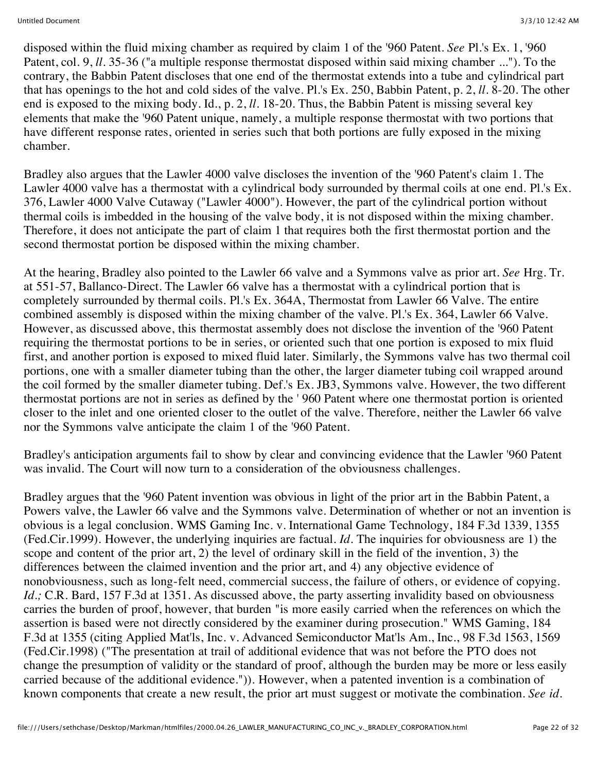disposed within the fluid mixing chamber as required by claim 1 of the '960 Patent. *See* Pl.'s Ex. 1, '960 Patent, col. 9, *ll*. 35-36 ("a multiple response thermostat disposed within said mixing chamber ..."). To the contrary, the Babbin Patent discloses that one end of the thermostat extends into a tube and cylindrical part that has openings to the hot and cold sides of the valve. Pl.'s Ex. 250, Babbin Patent, p. 2, *ll*. 8-20. The other end is exposed to the mixing body. Id., p. 2, *ll*. 18-20. Thus, the Babbin Patent is missing several key elements that make the '960 Patent unique, namely, a multiple response thermostat with two portions that have different response rates, oriented in series such that both portions are fully exposed in the mixing chamber.

Bradley also argues that the Lawler 4000 valve discloses the invention of the '960 Patent's claim 1. The Lawler 4000 valve has a thermostat with a cylindrical body surrounded by thermal coils at one end. Pl.'s Ex. 376, Lawler 4000 Valve Cutaway ("Lawler 4000"). However, the part of the cylindrical portion without thermal coils is imbedded in the housing of the valve body, it is not disposed within the mixing chamber. Therefore, it does not anticipate the part of claim 1 that requires both the first thermostat portion and the second thermostat portion be disposed within the mixing chamber.

At the hearing, Bradley also pointed to the Lawler 66 valve and a Symmons valve as prior art. *See* Hrg. Tr. at 551-57, Ballanco-Direct. The Lawler 66 valve has a thermostat with a cylindrical portion that is completely surrounded by thermal coils. Pl.'s Ex. 364A, Thermostat from Lawler 66 Valve. The entire combined assembly is disposed within the mixing chamber of the valve. Pl.'s Ex. 364, Lawler 66 Valve. However, as discussed above, this thermostat assembly does not disclose the invention of the '960 Patent requiring the thermostat portions to be in series, or oriented such that one portion is exposed to mix fluid first, and another portion is exposed to mixed fluid later. Similarly, the Symmons valve has two thermal coil portions, one with a smaller diameter tubing than the other, the larger diameter tubing coil wrapped around the coil formed by the smaller diameter tubing. Def.'s Ex. JB3, Symmons valve. However, the two different thermostat portions are not in series as defined by the ' 960 Patent where one thermostat portion is oriented closer to the inlet and one oriented closer to the outlet of the valve. Therefore, neither the Lawler 66 valve nor the Symmons valve anticipate the claim 1 of the '960 Patent.

Bradley's anticipation arguments fail to show by clear and convincing evidence that the Lawler '960 Patent was invalid. The Court will now turn to a consideration of the obviousness challenges.

Bradley argues that the '960 Patent invention was obvious in light of the prior art in the Babbin Patent, a Powers valve, the Lawler 66 valve and the Symmons valve. Determination of whether or not an invention is obvious is a legal conclusion. WMS Gaming Inc. v. International Game Technology, 184 F.3d 1339, 1355 (Fed.Cir.1999). However, the underlying inquiries are factual. *Id*. The inquiries for obviousness are 1) the scope and content of the prior art, 2) the level of ordinary skill in the field of the invention, 3) the differences between the claimed invention and the prior art, and 4) any objective evidence of nonobviousness, such as long-felt need, commercial success, the failure of others, or evidence of copying. *Id.;* C.R. Bard, 157 F.3d at 1351. As discussed above, the party asserting invalidity based on obviousness carries the burden of proof, however, that burden "is more easily carried when the references on which the assertion is based were not directly considered by the examiner during prosecution." WMS Gaming, 184 F.3d at 1355 (citing Applied Mat'ls, Inc. v. Advanced Semiconductor Mat'ls Am., Inc., 98 F.3d 1563, 1569 (Fed.Cir.1998) ("The presentation at trail of additional evidence that was not before the PTO does not change the presumption of validity or the standard of proof, although the burden may be more or less easily carried because of the additional evidence.")). However, when a patented invention is a combination of known components that create a new result, the prior art must suggest or motivate the combination. *See id.*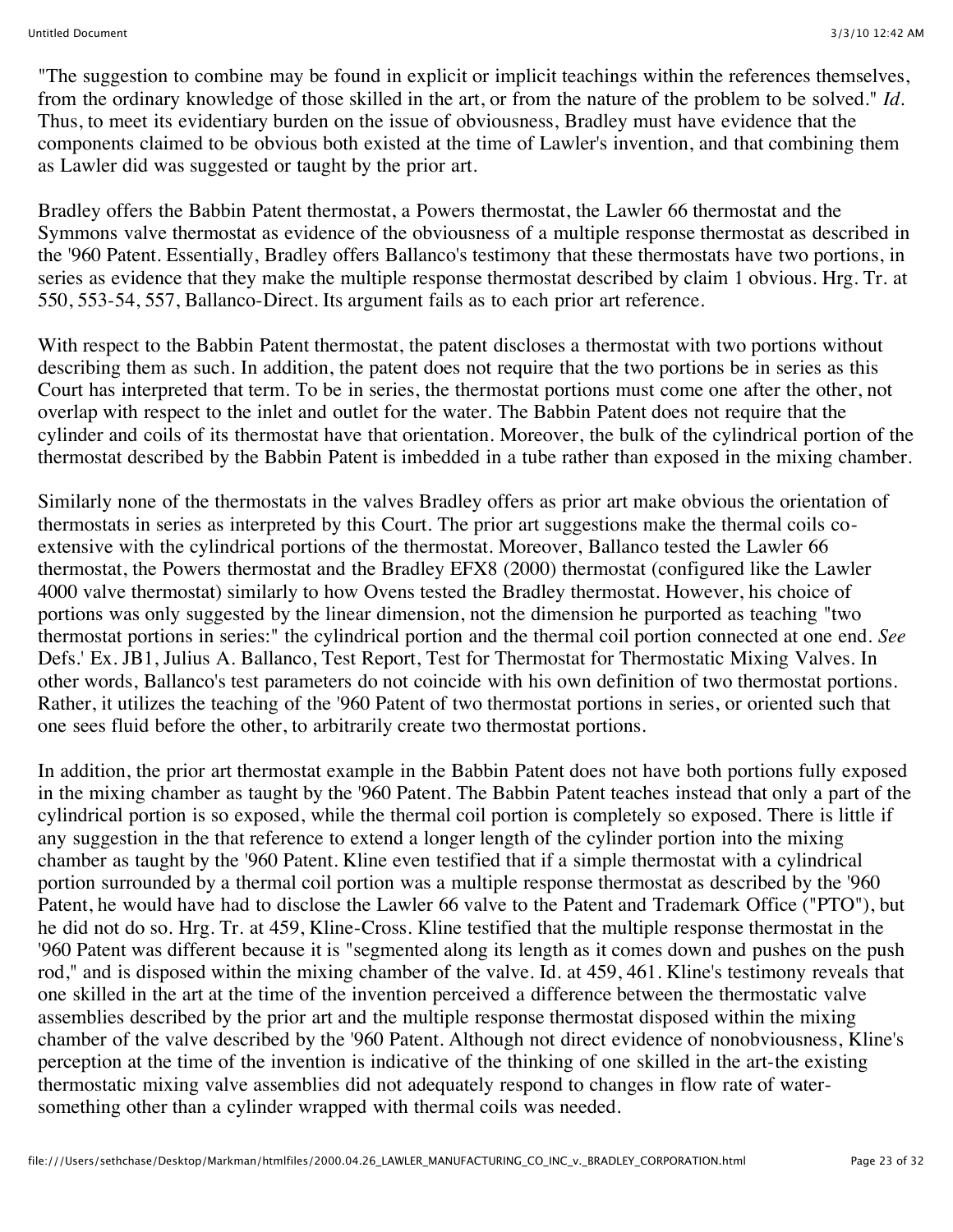"The suggestion to combine may be found in explicit or implicit teachings within the references themselves, from the ordinary knowledge of those skilled in the art, or from the nature of the problem to be solved." *Id.* Thus, to meet its evidentiary burden on the issue of obviousness, Bradley must have evidence that the components claimed to be obvious both existed at the time of Lawler's invention, and that combining them as Lawler did was suggested or taught by the prior art.

Bradley offers the Babbin Patent thermostat, a Powers thermostat, the Lawler 66 thermostat and the Symmons valve thermostat as evidence of the obviousness of a multiple response thermostat as described in the '960 Patent. Essentially, Bradley offers Ballanco's testimony that these thermostats have two portions, in series as evidence that they make the multiple response thermostat described by claim 1 obvious. Hrg. Tr. at 550, 553-54, 557, Ballanco-Direct. Its argument fails as to each prior art reference.

With respect to the Babbin Patent thermostat, the patent discloses a thermostat with two portions without describing them as such. In addition, the patent does not require that the two portions be in series as this Court has interpreted that term. To be in series, the thermostat portions must come one after the other, not overlap with respect to the inlet and outlet for the water. The Babbin Patent does not require that the cylinder and coils of its thermostat have that orientation. Moreover, the bulk of the cylindrical portion of the thermostat described by the Babbin Patent is imbedded in a tube rather than exposed in the mixing chamber.

Similarly none of the thermostats in the valves Bradley offers as prior art make obvious the orientation of thermostats in series as interpreted by this Court. The prior art suggestions make the thermal coils co-extensive with the cylindrical portions of the thermostat. Moreover, Ballanco tested the Lawler 66 thermostat, the Powers thermostat and the Bradley EFX8 (2000) thermostat (configured like the Lawler 4000 valve thermostat) similarly to how Ovens tested the Bradley thermostat. However, his choice of portions was only suggested by the linear dimension, not the dimension he purported as teaching "two thermostat portions in series:" the cylindrical portion and the thermal coil portion connected at one end. *See* Defs.' Ex. JB1, Julius A. Ballanco, Test Report, Test for Thermostat for Thermostatic Mixing Valves. In other words, Ballanco's test parameters do not coincide with his own definition of two thermostat portions. Rather, it utilizes the teaching of the '960 Patent of two thermostat portions in series, or oriented such that one sees fluid before the other, to arbitrarily create two thermostat portions.

In addition, the prior art thermostat example in the Babbin Patent does not have both portions fully exposed in the mixing chamber as taught by the '960 Patent. The Babbin Patent teaches instead that only a part of the cylindrical portion is so exposed, while the thermal coil portion is completely so exposed. There is little if any suggestion in the that reference to extend a longer length of the cylinder portion into the mixing chamber as taught by the '960 Patent. Kline even testified that if a simple thermostat with a cylindrical portion surrounded by a thermal coil portion was a multiple response thermostat as described by the '960 Patent, he would have had to disclose the Lawler 66 valve to the Patent and Trademark Office ("PTO"), but he did not do so. Hrg. Tr. at 459, Kline-Cross. Kline testified that the multiple response thermostat in the '960 Patent was different because it is "segmented along its length as it comes down and pushes on the push rod," and is disposed within the mixing chamber of the valve. Id. at 459, 461. Kline's testimony reveals that one skilled in the art at the time of the invention perceived a difference between the thermostatic valve assemblies described by the prior art and the multiple response thermostat disposed within the mixing chamber of the valve described by the '960 Patent. Although not direct evidence of nonobviousness, Kline's perception at the time of the invention is indicative of the thinking of one skilled in the art-the existing thermostatic mixing valve assemblies did not adequately respond to changes in flow rate of water-something other than a cylinder wrapped with thermal coils was needed.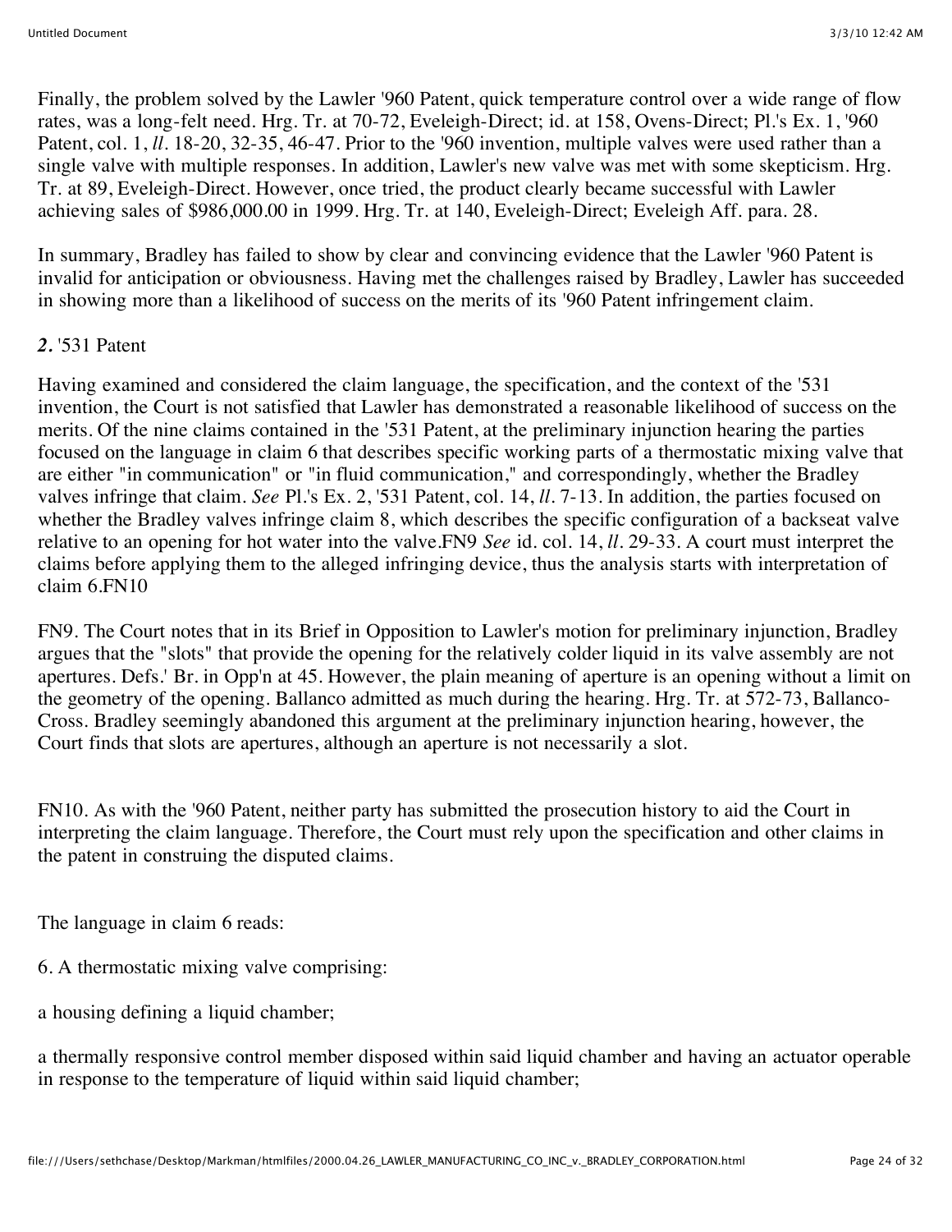Finally, the problem solved by the Lawler '960 Patent, quick temperature control over a wide range of flow rates, was a long-felt need. Hrg. Tr. at 70-72, Eveleigh-Direct; id. at 158, Ovens-Direct; Pl.'s Ex. 1, '960 Patent, col. 1, *ll*. 18-20, 32-35, 46-47. Prior to the '960 invention, multiple valves were used rather than a single valve with multiple responses. In addition, Lawler's new valve was met with some skepticism. Hrg. Tr. at 89, Eveleigh-Direct. However, once tried, the product clearly became successful with Lawler achieving sales of $986,000.00 in 1999. Hrg. Tr. at 140, Eveleigh-Direct; Eveleigh Aff. para. 28.

In summary, Bradley has failed to show by clear and convincing evidence that the Lawler '960 Patent is invalid for anticipation or obviousness. Having met the challenges raised by Bradley, Lawler has succeeded in showing more than a likelihood of success on the merits of its '960 Patent infringement claim.

***2.*** '531 Patent

Having examined and considered the claim language, the specification, and the context of the '531 invention, the Court is not satisfied that Lawler has demonstrated a reasonable likelihood of success on the merits. Of the nine claims contained in the '531 Patent, at the preliminary injunction hearing the parties focused on the language in claim 6 that describes specific working parts of a thermostatic mixing valve that are either "in communication" or "in fluid communication," and correspondingly, whether the Bradley valves infringe that claim. *See* Pl.'s Ex. 2, '531 Patent, col. 14, *ll*. 7-13. In addition, the parties focused on whether the Bradley valves infringe claim 8, which describes the specific configuration of a backseat valve relative to an opening for hot water into the valve.FN9 *See* id. col. 14, *ll*. 29-33. A court must interpret the claims before applying them to the alleged infringing device, thus the analysis starts with interpretation of claim 6.FN10

FN9. The Court notes that in its Brief in Opposition to Lawler's motion for preliminary injunction, Bradley argues that the "slots" that provide the opening for the relatively colder liquid in its valve assembly are not apertures. Defs.' Br. in Opp'n at 45. However, the plain meaning of aperture is an opening without a limit on the geometry of the opening. Ballanco admitted as much during the hearing. Hrg. Tr. at 572-73, Ballanco-Cross. Bradley seemingly abandoned this argument at the preliminary injunction hearing, however, the Court finds that slots are apertures, although an aperture is not necessarily a slot.

FN10. As with the '960 Patent, neither party has submitted the prosecution history to aid the Court in interpreting the claim language. Therefore, the Court must rely upon the specification and other claims in the patent in construing the disputed claims.

The language in claim 6 reads:

6. A thermostatic mixing valve comprising:

a housing defining a liquid chamber;

a thermally responsive control member disposed within said liquid chamber and having an actuator operable in response to the temperature of liquid within said liquid chamber;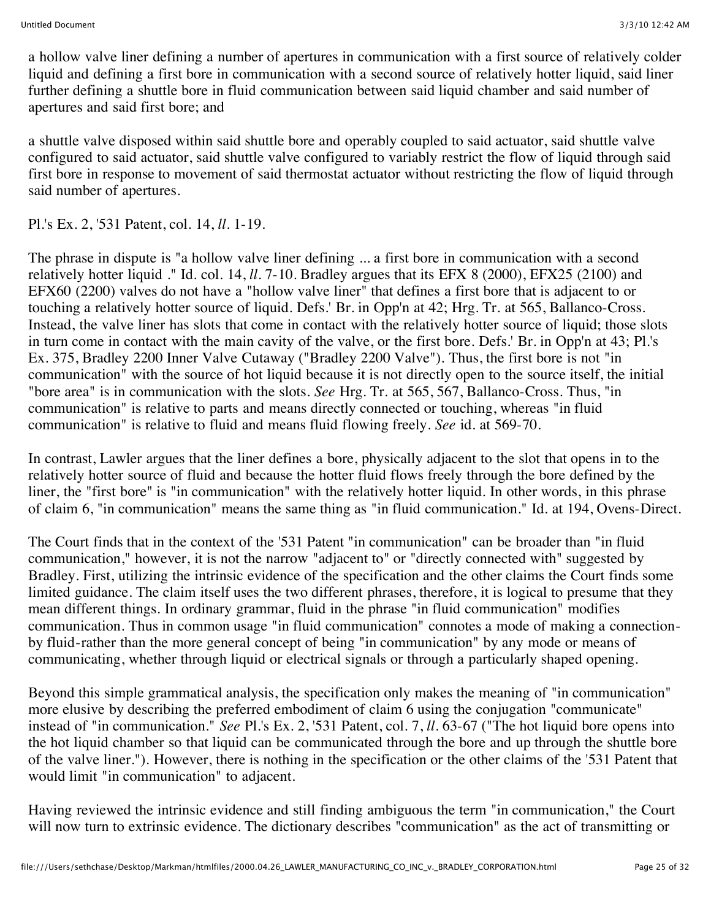a hollow valve liner defining a number of apertures in communication with a first source of relatively colder liquid and defining a first bore in communication with a second source of relatively hotter liquid, said liner further defining a shuttle bore in fluid communication between said liquid chamber and said number of apertures and said first bore; and

a shuttle valve disposed within said shuttle bore and operably coupled to said actuator, said shuttle valve configured to said actuator, said shuttle valve configured to variably restrict the flow of liquid through said first bore in response to movement of said thermostat actuator without restricting the flow of liquid through said number of apertures.

Pl.'s Ex. 2, '531 Patent, col. 14, *ll*. 1-19.

The phrase in dispute is "a hollow valve liner defining ... a first bore in communication with a second relatively hotter liquid ." Id. col. 14, *ll*. 7-10. Bradley argues that its EFX 8 (2000), EFX25 (2100) and EFX60 (2200) valves do not have a "hollow valve liner" that defines a first bore that is adjacent to or touching a relatively hotter source of liquid. Defs.' Br. in Opp'n at 42; Hrg. Tr. at 565, Ballanco-Cross. Instead, the valve liner has slots that come in contact with the relatively hotter source of liquid; those slots in turn come in contact with the main cavity of the valve, or the first bore. Defs.' Br. in Opp'n at 43; Pl.'s Ex. 375, Bradley 2200 Inner Valve Cutaway ("Bradley 2200 Valve"). Thus, the first bore is not "in communication" with the source of hot liquid because it is not directly open to the source itself, the initial "bore area" is in communication with the slots. *See* Hrg. Tr. at 565, 567, Ballanco-Cross. Thus, "in communication" is relative to parts and means directly connected or touching, whereas "in fluid communication" is relative to fluid and means fluid flowing freely. *See* id. at 569-70.

In contrast, Lawler argues that the liner defines a bore, physically adjacent to the slot that opens in to the relatively hotter source of fluid and because the hotter fluid flows freely through the bore defined by the liner, the "first bore" is "in communication" with the relatively hotter liquid. In other words, in this phrase of claim 6, "in communication" means the same thing as "in fluid communication." Id. at 194, Ovens-Direct.

The Court finds that in the context of the '531 Patent "in communication" can be broader than "in fluid communication," however, it is not the narrow "adjacent to" or "directly connected with" suggested by Bradley. First, utilizing the intrinsic evidence of the specification and the other claims the Court finds some limited guidance. The claim itself uses the two different phrases, therefore, it is logical to presume that they mean different things. In ordinary grammar, fluid in the phrase "in fluid communication" modifies communication. Thus in common usage "in fluid communication" connotes a mode of making a connection-by fluid-rather than the more general concept of being "in communication" by any mode or means of communicating, whether through liquid or electrical signals or through a particularly shaped opening.

Beyond this simple grammatical analysis, the specification only makes the meaning of "in communication" more elusive by describing the preferred embodiment of claim 6 using the conjugation "communicate" instead of "in communication." *See* Pl.'s Ex. 2, '531 Patent, col. 7, *ll*. 63-67 ("The hot liquid bore opens into the hot liquid chamber so that liquid can be communicated through the bore and up through the shuttle bore of the valve liner."). However, there is nothing in the specification or the other claims of the '531 Patent that would limit "in communication" to adjacent.

Having reviewed the intrinsic evidence and still finding ambiguous the term "in communication," the Court will now turn to extrinsic evidence. The dictionary describes "communication" as the act of transmitting or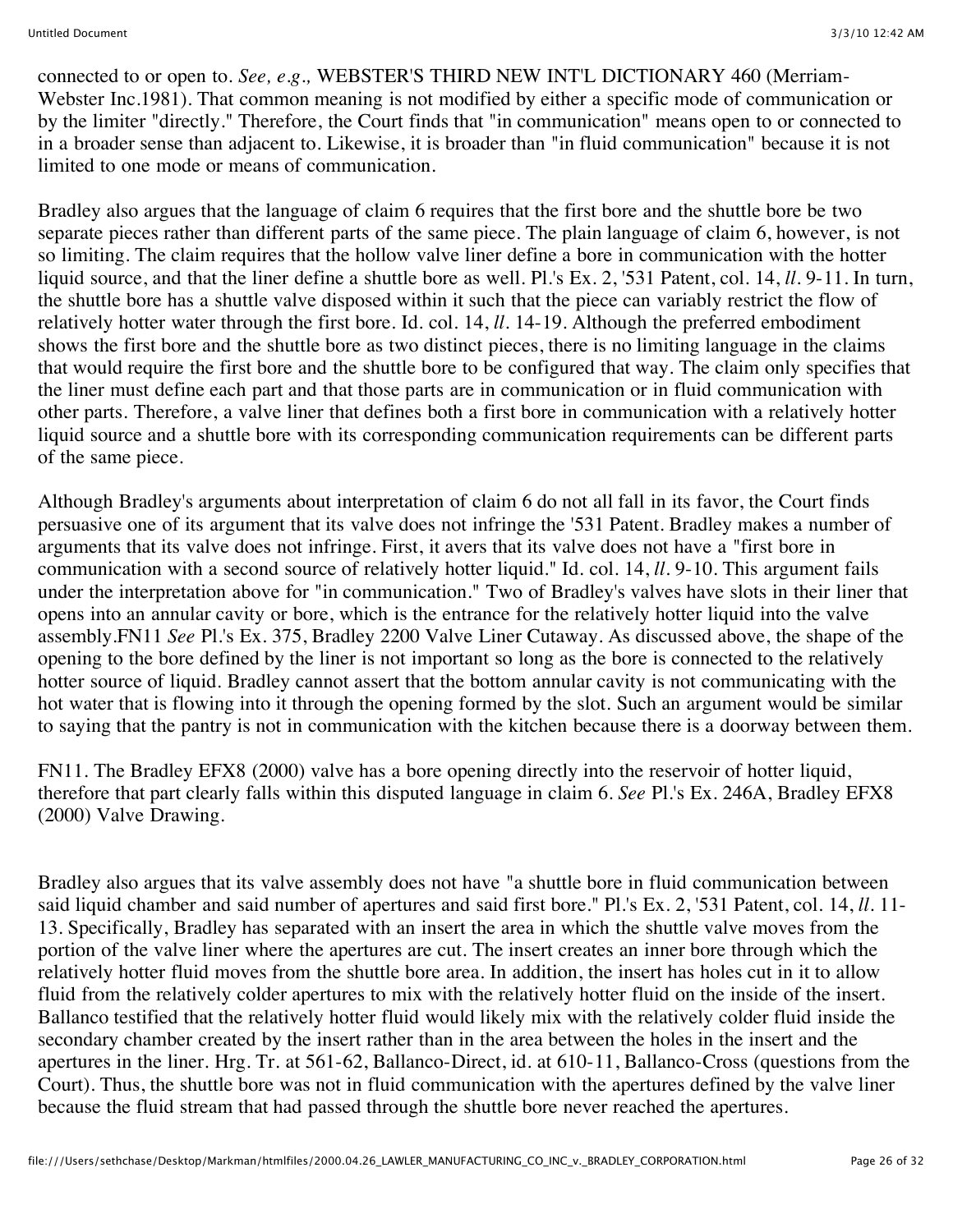connected to or open to. *See, e.g.,* WEBSTER'S THIRD NEW INT'L DICTIONARY 460 (Merriam-Webster Inc.1981). That common meaning is not modified by either a specific mode of communication or by the limiter "directly." Therefore, the Court finds that "in communication" means open to or connected to in a broader sense than adjacent to. Likewise, it is broader than "in fluid communication" because it is not limited to one mode or means of communication.

Bradley also argues that the language of claim 6 requires that the first bore and the shuttle bore be two separate pieces rather than different parts of the same piece. The plain language of claim 6, however, is not so limiting. The claim requires that the hollow valve liner define a bore in communication with the hotter liquid source, and that the liner define a shuttle bore as well. Pl.'s Ex. 2, '531 Patent, col. 14, *ll*. 9-11. In turn, the shuttle bore has a shuttle valve disposed within it such that the piece can variably restrict the flow of relatively hotter water through the first bore. Id. col. 14, *ll*. 14-19. Although the preferred embodiment shows the first bore and the shuttle bore as two distinct pieces, there is no limiting language in the claims that would require the first bore and the shuttle bore to be configured that way. The claim only specifies that the liner must define each part and that those parts are in communication or in fluid communication with other parts. Therefore, a valve liner that defines both a first bore in communication with a relatively hotter liquid source and a shuttle bore with its corresponding communication requirements can be different parts of the same piece.

Although Bradley's arguments about interpretation of claim 6 do not all fall in its favor, the Court finds persuasive one of its argument that its valve does not infringe the '531 Patent. Bradley makes a number of arguments that its valve does not infringe. First, it avers that its valve does not have a "first bore in communication with a second source of relatively hotter liquid." Id. col. 14, *ll*. 9-10. This argument fails under the interpretation above for "in communication." Two of Bradley's valves have slots in their liner that opens into an annular cavity or bore, which is the entrance for the relatively hotter liquid into the valve assembly.FN11 *See* Pl.'s Ex. 375, Bradley 2200 Valve Liner Cutaway. As discussed above, the shape of the opening to the bore defined by the liner is not important so long as the bore is connected to the relatively hotter source of liquid. Bradley cannot assert that the bottom annular cavity is not communicating with the hot water that is flowing into it through the opening formed by the slot. Such an argument would be similar to saying that the pantry is not in communication with the kitchen because there is a doorway between them.

FN11. The Bradley EFX8 (2000) valve has a bore opening directly into the reservoir of hotter liquid, therefore that part clearly falls within this disputed language in claim 6. *See* Pl.'s Ex. 246A, Bradley EFX8 (2000) Valve Drawing.

Bradley also argues that its valve assembly does not have "a shuttle bore in fluid communication between said liquid chamber and said number of apertures and said first bore." Pl.'s Ex. 2, '531 Patent, col. 14, *ll*. 11-13. Specifically, Bradley has separated with an insert the area in which the shuttle valve moves from the portion of the valve liner where the apertures are cut. The insert creates an inner bore through which the relatively hotter fluid moves from the shuttle bore area. In addition, the insert has holes cut in it to allow fluid from the relatively colder apertures to mix with the relatively hotter fluid on the inside of the insert. Ballanco testified that the relatively hotter fluid would likely mix with the relatively colder fluid inside the secondary chamber created by the insert rather than in the area between the holes in the insert and the apertures in the liner. Hrg. Tr. at 561-62, Ballanco-Direct, id. at 610-11, Ballanco-Cross (questions from the Court). Thus, the shuttle bore was not in fluid communication with the apertures defined by the valve liner because the fluid stream that had passed through the shuttle bore never reached the apertures.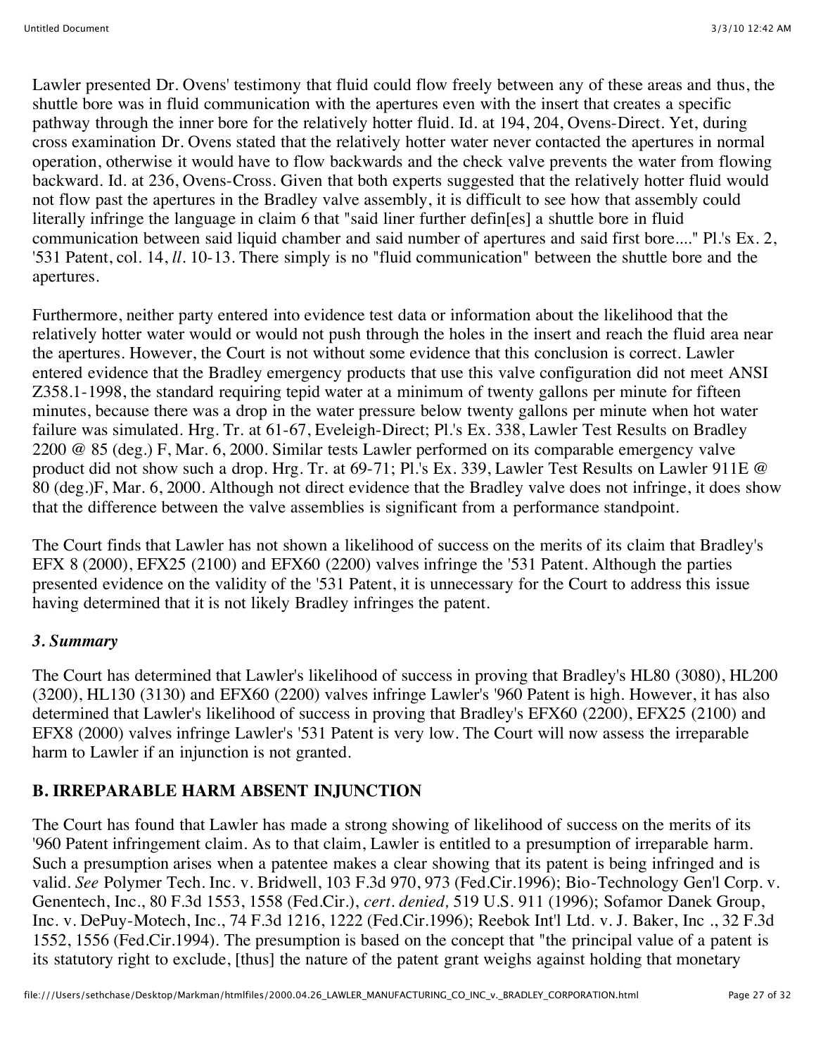Lawler presented Dr. Ovens' testimony that fluid could flow freely between any of these areas and thus, the shuttle bore was in fluid communication with the apertures even with the insert that creates a specific pathway through the inner bore for the relatively hotter fluid. Id. at 194, 204, Ovens-Direct. Yet, during cross examination Dr. Ovens stated that the relatively hotter water never contacted the apertures in normal operation, otherwise it would have to flow backwards and the check valve prevents the water from flowing backward. Id. at 236, Ovens-Cross. Given that both experts suggested that the relatively hotter fluid would not flow past the apertures in the Bradley valve assembly, it is difficult to see how that assembly could literally infringe the language in claim 6 that "said liner further defin[es] a shuttle bore in fluid communication between said liquid chamber and said number of apertures and said first bore...." Pl.'s Ex. 2, '531 Patent, col. 14, *ll.* 10-13. There simply is no "fluid communication" between the shuttle bore and the apertures.

Furthermore, neither party entered into evidence test data or information about the likelihood that the relatively hotter water would or would not push through the holes in the insert and reach the fluid area near the apertures. However, the Court is not without some evidence that this conclusion is correct. Lawler entered evidence that the Bradley emergency products that use this valve configuration did not meet ANSI Z358.1-1998, the standard requiring tepid water at a minimum of twenty gallons per minute for fifteen minutes, because there was a drop in the water pressure below twenty gallons per minute when hot water failure was simulated. Hrg. Tr. at 61-67, Eveleigh-Direct; Pl.'s Ex. 338, Lawler Test Results on Bradley 2200 @ 85 (deg.) F, Mar. 6, 2000. Similar tests Lawler performed on its comparable emergency valve product did not show such a drop. Hrg. Tr. at 69-71; Pl.'s Ex. 339, Lawler Test Results on Lawler 911E @ 80 (deg.)F, Mar. 6, 2000. Although not direct evidence that the Bradley valve does not infringe, it does show that the difference between the valve assemblies is significant from a performance standpoint.

The Court finds that Lawler has not shown a likelihood of success on the merits of its claim that Bradley's EFX 8 (2000), EFX25 (2100) and EFX60 (2200) valves infringe the '531 Patent. Although the parties presented evidence on the validity of the '531 Patent, it is unnecessary for the Court to address this issue having determined that it is not likely Bradley infringes the patent.

### *3. Summary*

The Court has determined that Lawler's likelihood of success in proving that Bradley's HL80 (3080), HL200 (3200), HL130 (3130) and EFX60 (2200) valves infringe Lawler's '960 Patent is high. However, it has also determined that Lawler's likelihood of success in proving that Bradley's EFX60 (2200), EFX25 (2100) and EFX8 (2000) valves infringe Lawler's '531 Patent is very low. The Court will now assess the irreparable harm to Lawler if an injunction is not granted.

## B. IRREPARABLE HARM ABSENT INJUNCTION

The Court has found that Lawler has made a strong showing of likelihood of success on the merits of its '960 Patent infringement claim. As to that claim, Lawler is entitled to a presumption of irreparable harm. Such a presumption arises when a patentee makes a clear showing that its patent is being infringed and is valid. *See* Polymer Tech. Inc. v. Bridwell, 103 F.3d 970, 973 (Fed.Cir.1996); Bio-Technology Gen'l Corp. v. Genentech, Inc., 80 F.3d 1553, 1558 (Fed.Cir.), *cert. denied,* 519 U.S. 911 (1996); Sofamor Danek Group, Inc. v. DePuy-Motech, Inc., 74 F.3d 1216, 1222 (Fed.Cir.1996); Reebok Int'l Ltd. v. J. Baker, Inc ., 32 F.3d 1552, 1556 (Fed.Cir.1994). The presumption is based on the concept that "the principal value of a patent is its statutory right to exclude, [thus] the nature of the patent grant weighs against holding that monetary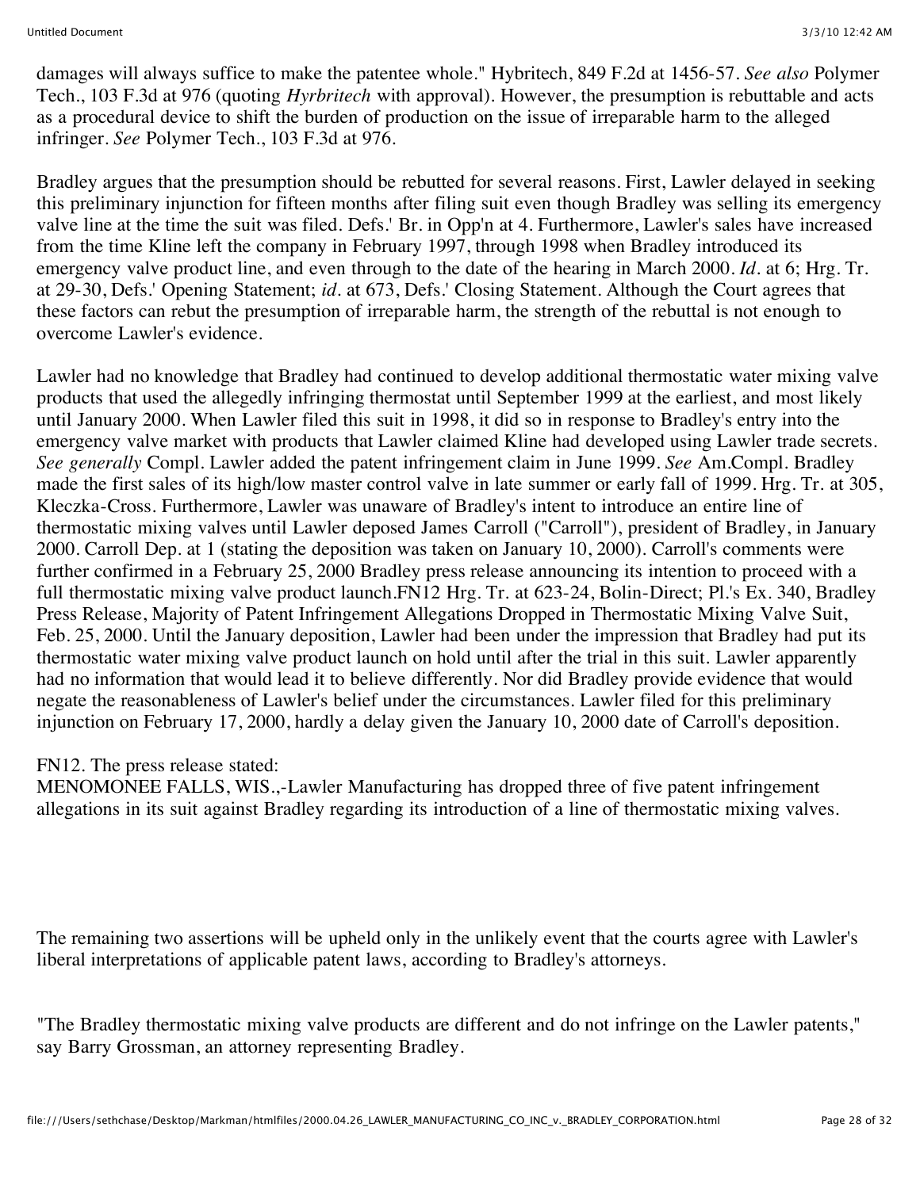damages will always suffice to make the patentee whole." Hybritech, 849 F.2d at 1456-57. *See also* Polymer Tech., 103 F.3d at 976 (quoting *Hyrbritech* with approval). However, the presumption is rebuttable and acts as a procedural device to shift the burden of production on the issue of irreparable harm to the alleged infringer. *See* Polymer Tech., 103 F.3d at 976.

Bradley argues that the presumption should be rebutted for several reasons. First, Lawler delayed in seeking this preliminary injunction for fifteen months after filing suit even though Bradley was selling its emergency valve line at the time the suit was filed. Defs.' Br. in Opp'n at 4. Furthermore, Lawler's sales have increased from the time Kline left the company in February 1997, through 1998 when Bradley introduced its emergency valve product line, and even through to the date of the hearing in March 2000. *Id.* at 6; Hrg. Tr. at 29-30, Defs.' Opening Statement; *id.* at 673, Defs.' Closing Statement. Although the Court agrees that these factors can rebut the presumption of irreparable harm, the strength of the rebuttal is not enough to overcome Lawler's evidence.

Lawler had no knowledge that Bradley had continued to develop additional thermostatic water mixing valve products that used the allegedly infringing thermostat until September 1999 at the earliest, and most likely until January 2000. When Lawler filed this suit in 1998, it did so in response to Bradley's entry into the emergency valve market with products that Lawler claimed Kline had developed using Lawler trade secrets. *See generally* Compl. Lawler added the patent infringement claim in June 1999. *See* Am.Compl. Bradley made the first sales of its high/low master control valve in late summer or early fall of 1999. Hrg. Tr. at 305, Kleczka-Cross. Furthermore, Lawler was unaware of Bradley's intent to introduce an entire line of thermostatic mixing valves until Lawler deposed James Carroll ("Carroll"), president of Bradley, in January 2000. Carroll Dep. at 1 (stating the deposition was taken on January 10, 2000). Carroll's comments were further confirmed in a February 25, 2000 Bradley press release announcing its intention to proceed with a full thermostatic mixing valve product launch.FN12 Hrg. Tr. at 623-24, Bolin-Direct; Pl.'s Ex. 340, Bradley Press Release, Majority of Patent Infringement Allegations Dropped in Thermostatic Mixing Valve Suit, Feb. 25, 2000. Until the January deposition, Lawler had been under the impression that Bradley had put its thermostatic water mixing valve product launch on hold until after the trial in this suit. Lawler apparently had no information that would lead it to believe differently. Nor did Bradley provide evidence that would negate the reasonableness of Lawler's belief under the circumstances. Lawler filed for this preliminary injunction on February 17, 2000, hardly a delay given the January 10, 2000 date of Carroll's deposition.

FN12. The press release stated:
MENOMONEE FALLS, WIS.,-Lawler Manufacturing has dropped three of five patent infringement allegations in its suit against Bradley regarding its introduction of a line of thermostatic mixing valves.

The remaining two assertions will be upheld only in the unlikely event that the courts agree with Lawler's liberal interpretations of applicable patent laws, according to Bradley's attorneys.

"The Bradley thermostatic mixing valve products are different and do not infringe on the Lawler patents," say Barry Grossman, an attorney representing Bradley.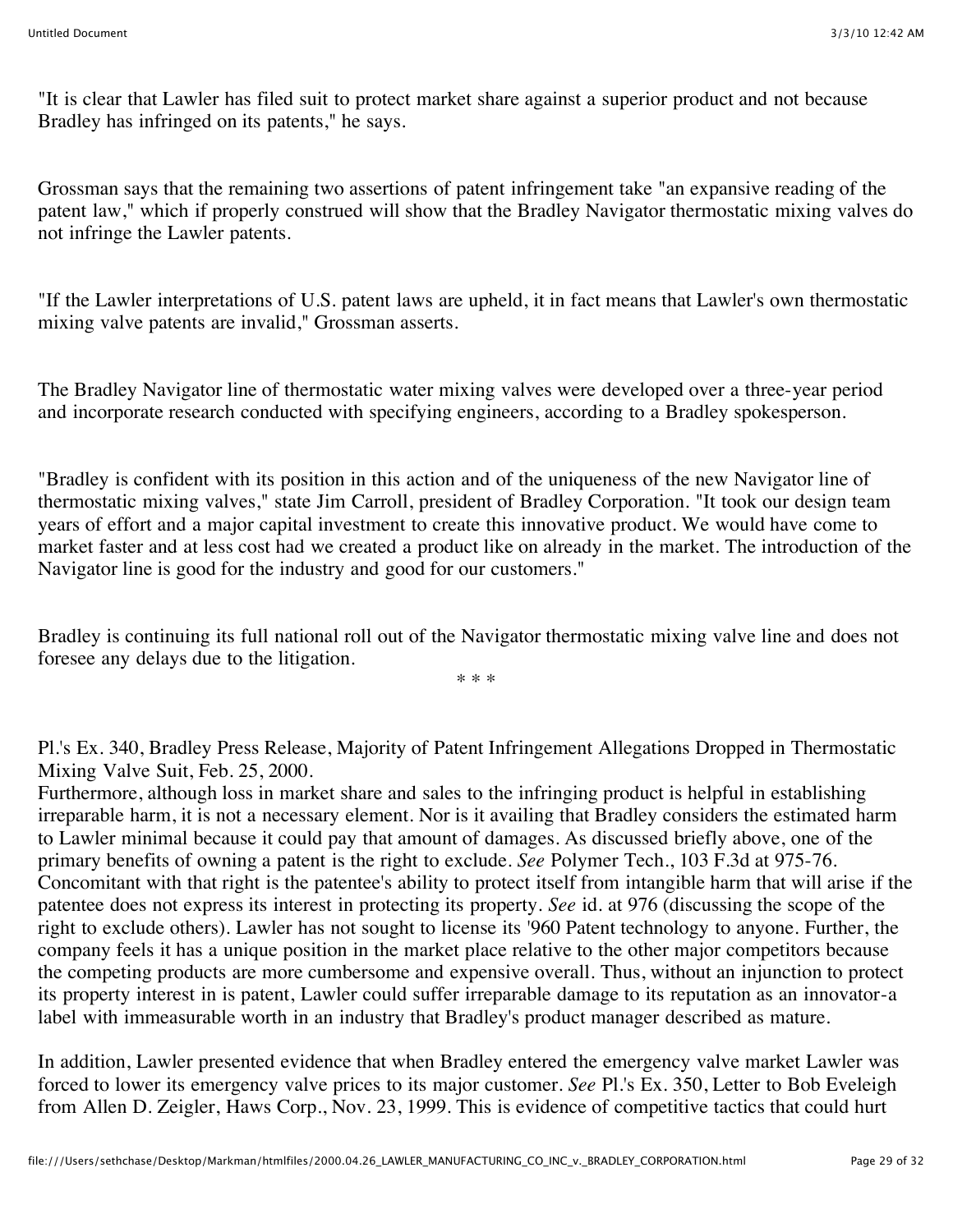"It is clear that Lawler has filed suit to protect market share against a superior product and not because Bradley has infringed on its patents," he says.

Grossman says that the remaining two assertions of patent infringement take "an expansive reading of the patent law," which if properly construed will show that the Bradley Navigator thermostatic mixing valves do not infringe the Lawler patents.

"If the Lawler interpretations of U.S. patent laws are upheld, it in fact means that Lawler's own thermostatic mixing valve patents are invalid," Grossman asserts.

The Bradley Navigator line of thermostatic water mixing valves were developed over a three-year period and incorporate research conducted with specifying engineers, according to a Bradley spokesperson.

"Bradley is confident with its position in this action and of the uniqueness of the new Navigator line of thermostatic mixing valves," state Jim Carroll, president of Bradley Corporation. "It took our design team years of effort and a major capital investment to create this innovative product. We would have come to market faster and at less cost had we created a product like on already in the market. The introduction of the Navigator line is good for the industry and good for our customers."

Bradley is continuing its full national roll out of the Navigator thermostatic mixing valve line and does not foresee any delays due to the litigation.

\* \* \*

Pl.'s Ex. 340, Bradley Press Release, Majority of Patent Infringement Allegations Dropped in Thermostatic Mixing Valve Suit, Feb. 25, 2000.

Furthermore, although loss in market share and sales to the infringing product is helpful in establishing irreparable harm, it is not a necessary element. Nor is it availing that Bradley considers the estimated harm to Lawler minimal because it could pay that amount of damages. As discussed briefly above, one of the primary benefits of owning a patent is the right to exclude. *See* Polymer Tech., 103 F.3d at 975-76. Concomitant with that right is the patentee's ability to protect itself from intangible harm that will arise if the patentee does not express its interest in protecting its property. *See* id. at 976 (discussing the scope of the right to exclude others). Lawler has not sought to license its '960 Patent technology to anyone. Further, the company feels it has a unique position in the market place relative to the other major competitors because the competing products are more cumbersome and expensive overall. Thus, without an injunction to protect its property interest in is patent, Lawler could suffer irreparable damage to its reputation as an innovator-a label with immeasurable worth in an industry that Bradley's product manager described as mature.

In addition, Lawler presented evidence that when Bradley entered the emergency valve market Lawler was forced to lower its emergency valve prices to its major customer. *See* Pl.'s Ex. 350, Letter to Bob Eveleigh from Allen D. Zeigler, Haws Corp., Nov. 23, 1999. This is evidence of competitive tactics that could hurt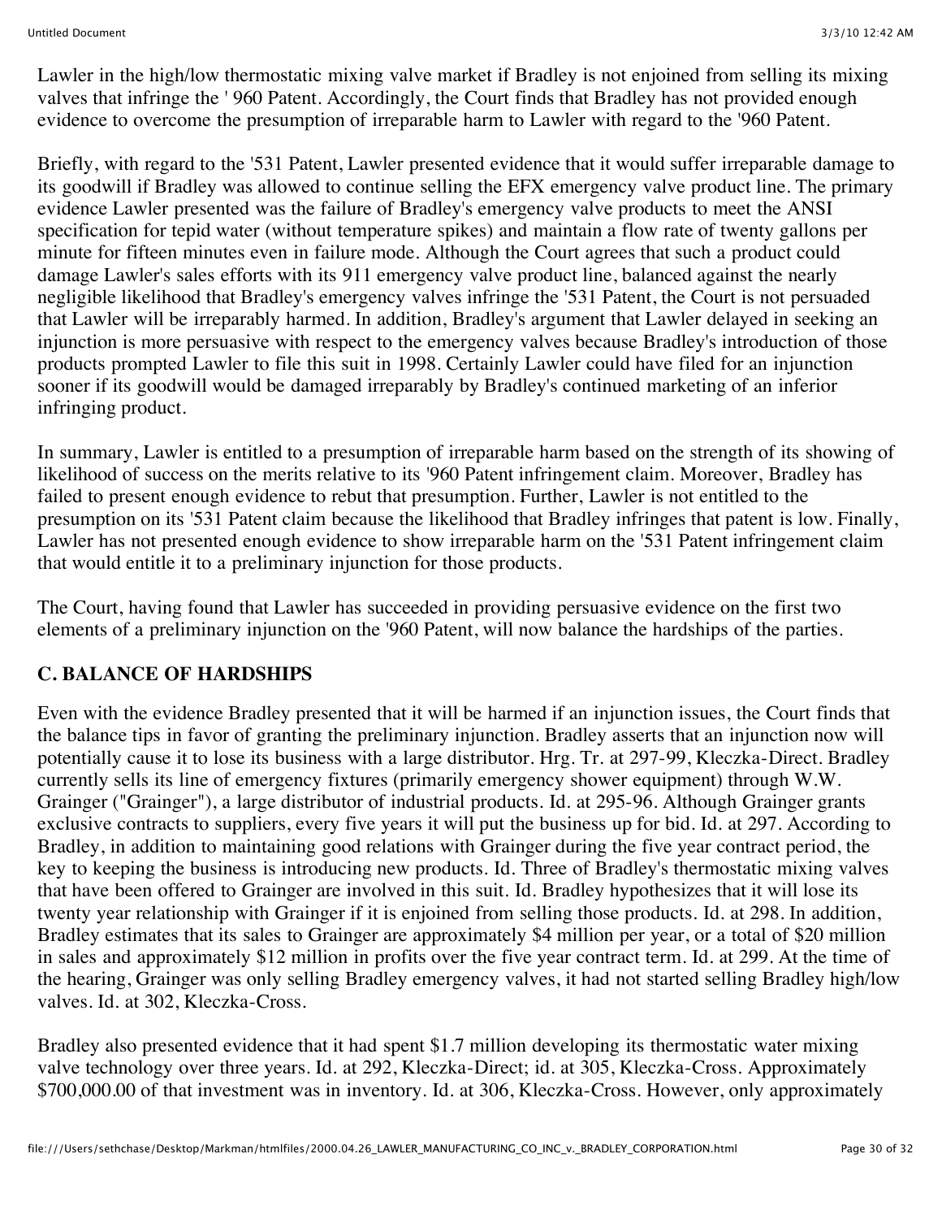Lawler in the high/low thermostatic mixing valve market if Bradley is not enjoined from selling its mixing valves that infringe the ' 960 Patent. Accordingly, the Court finds that Bradley has not provided enough evidence to overcome the presumption of irreparable harm to Lawler with regard to the '960 Patent.

Briefly, with regard to the '531 Patent, Lawler presented evidence that it would suffer irreparable damage to its goodwill if Bradley was allowed to continue selling the EFX emergency valve product line. The primary evidence Lawler presented was the failure of Bradley's emergency valve products to meet the ANSI specification for tepid water (without temperature spikes) and maintain a flow rate of twenty gallons per minute for fifteen minutes even in failure mode. Although the Court agrees that such a product could damage Lawler's sales efforts with its 911 emergency valve product line, balanced against the nearly negligible likelihood that Bradley's emergency valves infringe the '531 Patent, the Court is not persuaded that Lawler will be irreparably harmed. In addition, Bradley's argument that Lawler delayed in seeking an injunction is more persuasive with respect to the emergency valves because Bradley's introduction of those products prompted Lawler to file this suit in 1998. Certainly Lawler could have filed for an injunction sooner if its goodwill would be damaged irreparably by Bradley's continued marketing of an inferior infringing product.

In summary, Lawler is entitled to a presumption of irreparable harm based on the strength of its showing of likelihood of success on the merits relative to its '960 Patent infringement claim. Moreover, Bradley has failed to present enough evidence to rebut that presumption. Further, Lawler is not entitled to the presumption on its '531 Patent claim because the likelihood that Bradley infringes that patent is low. Finally, Lawler has not presented enough evidence to show irreparable harm on the '531 Patent infringement claim that would entitle it to a preliminary injunction for those products.

The Court, having found that Lawler has succeeded in providing persuasive evidence on the first two elements of a preliminary injunction on the '960 Patent, will now balance the hardships of the parties.

## C. BALANCE OF HARDSHIPS

Even with the evidence Bradley presented that it will be harmed if an injunction issues, the Court finds that the balance tips in favor of granting the preliminary injunction. Bradley asserts that an injunction now will potentially cause it to lose its business with a large distributor. Hrg. Tr. at 297-99, Kleczka-Direct. Bradley currently sells its line of emergency fixtures (primarily emergency shower equipment) through W.W. Grainger ("Grainger"), a large distributor of industrial products. Id. at 295-96. Although Grainger grants exclusive contracts to suppliers, every five years it will put the business up for bid. Id. at 297. According to Bradley, in addition to maintaining good relations with Grainger during the five year contract period, the key to keeping the business is introducing new products. Id. Three of Bradley's thermostatic mixing valves that have been offered to Grainger are involved in this suit. Id. Bradley hypothesizes that it will lose its twenty year relationship with Grainger if it is enjoined from selling those products. Id. at 298. In addition, Bradley estimates that its sales to Grainger are approximately $4 million per year, or a total of $20 million in sales and approximately $12 million in profits over the five year contract term. Id. at 299. At the time of the hearing, Grainger was only selling Bradley emergency valves, it had not started selling Bradley high/low valves. Id. at 302, Kleczka-Cross.

Bradley also presented evidence that it had spent $1.7 million developing its thermostatic water mixing valve technology over three years. Id. at 292, Kleczka-Direct; id. at 305, Kleczka-Cross. Approximately $700,000.00 of that investment was in inventory. Id. at 306, Kleczka-Cross. However, only approximately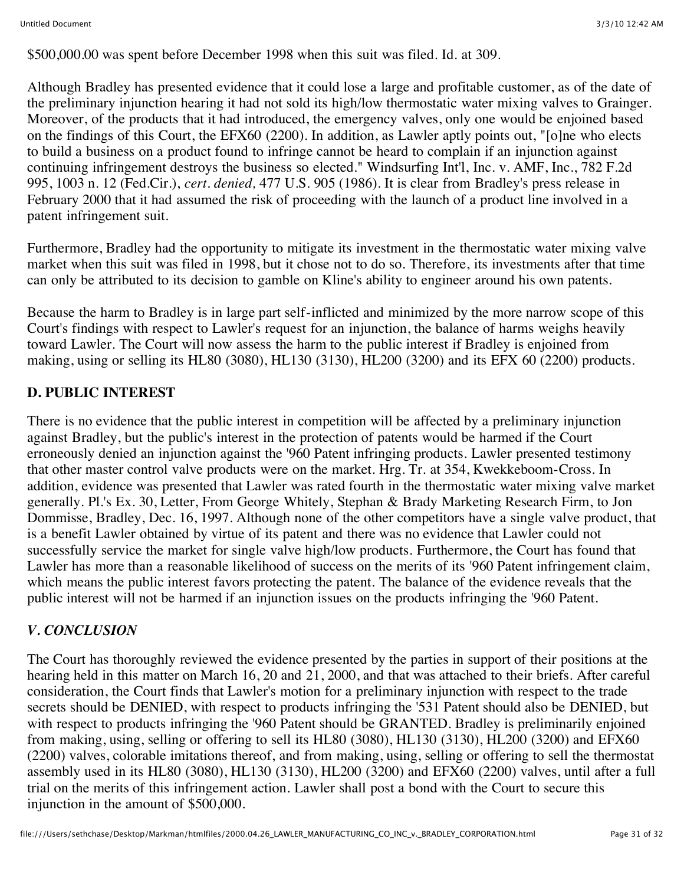$500,000.00 was spent before December 1998 when this suit was filed. Id. at 309.

Although Bradley has presented evidence that it could lose a large and profitable customer, as of the date of the preliminary injunction hearing it had not sold its high/low thermostatic water mixing valves to Grainger. Moreover, of the products that it had introduced, the emergency valves, only one would be enjoined based on the findings of this Court, the EFX60 (2200). In addition, as Lawler aptly points out, "[o]ne who elects to build a business on a product found to infringe cannot be heard to complain if an injunction against continuing infringement destroys the business so elected." Windsurfing Int'l, Inc. v. AMF, Inc., 782 F.2d 995, 1003 n. 12 (Fed.Cir.), *cert. denied,* 477 U.S. 905 (1986). It is clear from Bradley's press release in February 2000 that it had assumed the risk of proceeding with the launch of a product line involved in a patent infringement suit.

Furthermore, Bradley had the opportunity to mitigate its investment in the thermostatic water mixing valve market when this suit was filed in 1998, but it chose not to do so. Therefore, its investments after that time can only be attributed to its decision to gamble on Kline's ability to engineer around his own patents.

Because the harm to Bradley is in large part self-inflicted and minimized by the more narrow scope of this Court's findings with respect to Lawler's request for an injunction, the balance of harms weighs heavily toward Lawler. The Court will now assess the harm to the public interest if Bradley is enjoined from making, using or selling its HL80 (3080), HL130 (3130), HL200 (3200) and its EFX 60 (2200) products.

## D. PUBLIC INTEREST

There is no evidence that the public interest in competition will be affected by a preliminary injunction against Bradley, but the public's interest in the protection of patents would be harmed if the Court erroneously denied an injunction against the '960 Patent infringing products. Lawler presented testimony that other master control valve products were on the market. Hrg. Tr. at 354, Kwekkeboom-Cross. In addition, evidence was presented that Lawler was rated fourth in the thermostatic water mixing valve market generally. Pl.'s Ex. 30, Letter, From George Whitely, Stephan & Brady Marketing Research Firm, to Jon Dommisse, Bradley, Dec. 16, 1997. Although none of the other competitors have a single valve product, that is a benefit Lawler obtained by virtue of its patent and there was no evidence that Lawler could not successfully service the market for single valve high/low products. Furthermore, the Court has found that Lawler has more than a reasonable likelihood of success on the merits of its '960 Patent infringement claim, which means the public interest favors protecting the patent. The balance of the evidence reveals that the public interest will not be harmed if an injunction issues on the products infringing the '960 Patent.

## *V. CONCLUSION*

The Court has thoroughly reviewed the evidence presented by the parties in support of their positions at the hearing held in this matter on March 16, 20 and 21, 2000, and that was attached to their briefs. After careful consideration, the Court finds that Lawler's motion for a preliminary injunction with respect to the trade secrets should be DENIED, with respect to products infringing the '531 Patent should also be DENIED, but with respect to products infringing the '960 Patent should be GRANTED. Bradley is preliminarily enjoined from making, using, selling or offering to sell its HL80 (3080), HL130 (3130), HL200 (3200) and EFX60 (2200) valves, colorable imitations thereof, and from making, using, selling or offering to sell the thermostat assembly used in its HL80 (3080), HL130 (3130), HL200 (3200) and EFX60 (2200) valves, until after a full trial on the merits of this infringement action. Lawler shall post a bond with the Court to secure this injunction in the amount of $500,000.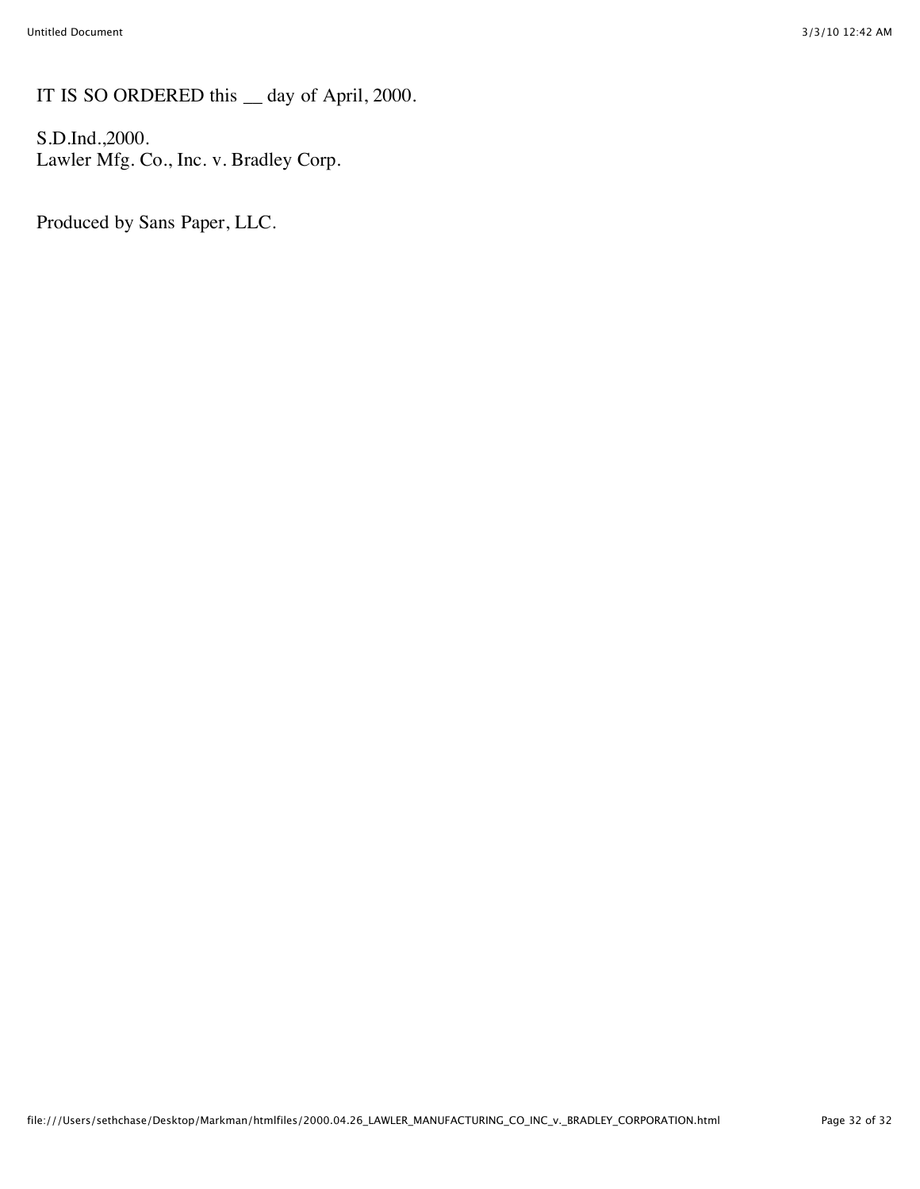IT IS SO ORDERED this __ day of April, 2000.

S.D.Ind.,2000.
Lawler Mfg. Co., Inc. v. Bradley Corp.

Produced by Sans Paper, LLC.